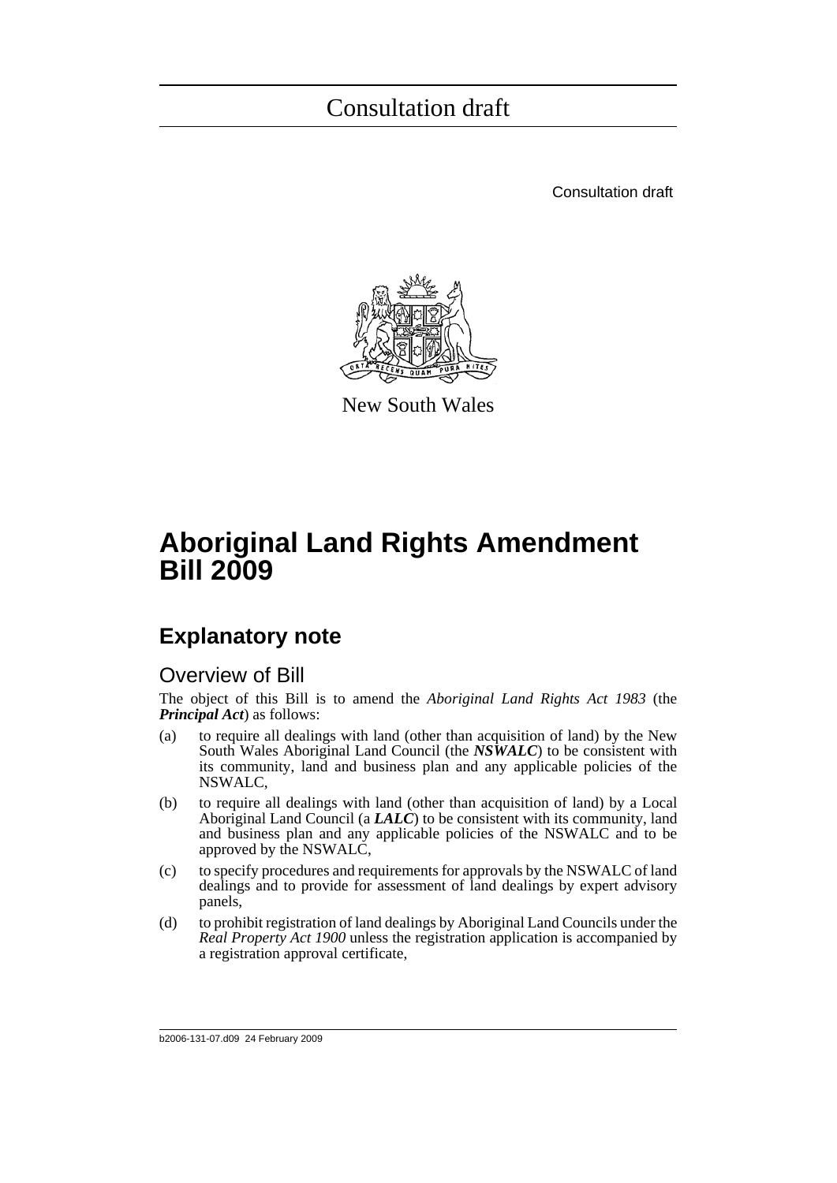# Consultation draft

Consultation draft

New South Wales

# Aboriginal Land Rights Amendment Bill 2009

## Explanatory note

### Overview of Bill

The object of this Bill is to amend the *Aboriginal Land Rights Act 1983* (the ***Principal Act***) as follows:

(a) to require all dealings with land (other than acquisition of land) by the New South Wales Aboriginal Land Council (the ***NSWALC***) to be consistent with its community, land and business plan and any applicable policies of the NSWALC,

(b) to require all dealings with land (other than acquisition of land) by a Local Aboriginal Land Council (a ***LALC***) to be consistent with its community, land and business plan and any applicable policies of the NSWALC and to be approved by the NSWALC,

(c) to specify procedures and requirements for approvals by the NSWALC of land dealings and to provide for assessment of land dealings by expert advisory panels,

(d) to prohibit registration of land dealings by Aboriginal Land Councils under the *Real Property Act 1900* unless the registration application is accompanied by a registration approval certificate,

b2006-131-07.d09 24 February 2009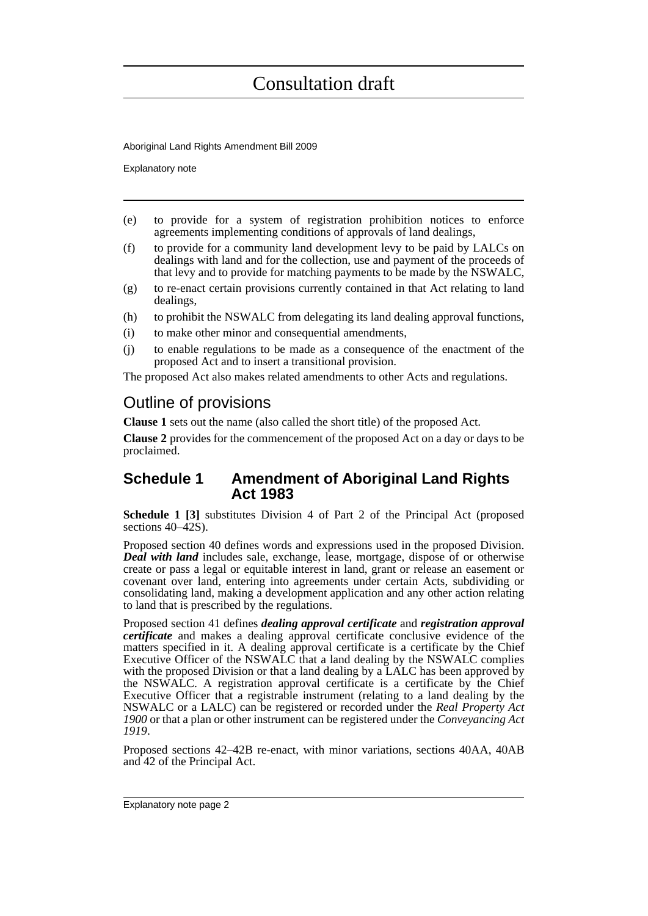(e) to provide for a system of registration prohibition notices to enforce agreements implementing conditions of approvals of land dealings,

(f) to provide for a community land development levy to be paid by LALCs on dealings with land and for the collection, use and payment of the proceeds of that levy and to provide for matching payments to be made by the NSWALC,

(g) to re-enact certain provisions currently contained in that Act relating to land dealings,

(h) to prohibit the NSWALC from delegating its land dealing approval functions,

(i) to make other minor and consequential amendments,

(j) to enable regulations to be made as a consequence of the enactment of the proposed Act and to insert a transitional provision.

The proposed Act also makes related amendments to other Acts and regulations.

## Outline of provisions

**Clause 1** sets out the name (also called the short title) of the proposed Act.

**Clause 2** provides for the commencement of the proposed Act on a day or days to be proclaimed.

### Schedule 1 Amendment of Aboriginal Land Rights Act 1983

**Schedule 1 [3]** substitutes Division 4 of Part 2 of the Principal Act (proposed sections 40–42S).

Proposed section 40 defines words and expressions used in the proposed Division. ***Deal with land*** includes sale, exchange, lease, mortgage, dispose of or otherwise create or pass a legal or equitable interest in land, grant or release an easement or covenant over land, entering into agreements under certain Acts, subdividing or consolidating land, making a development application and any other action relating to land that is prescribed by the regulations.

Proposed section 41 defines ***dealing approval certificate*** and ***registration approval certificate*** and makes a dealing approval certificate conclusive evidence of the matters specified in it. A dealing approval certificate is a certificate by the Chief Executive Officer of the NSWALC that a land dealing by the NSWALC complies with the proposed Division or that a land dealing by a LALC has been approved by the NSWALC. A registration approval certificate is a certificate by the Chief Executive Officer that a registrable instrument (relating to a land dealing by the NSWALC or a LALC) can be registered or recorded under the *Real Property Act 1900* or that a plan or other instrument can be registered under the *Conveyancing Act 1919*.

Proposed sections 42–42B re-enact, with minor variations, sections 40AA, 40AB and 42 of the Principal Act.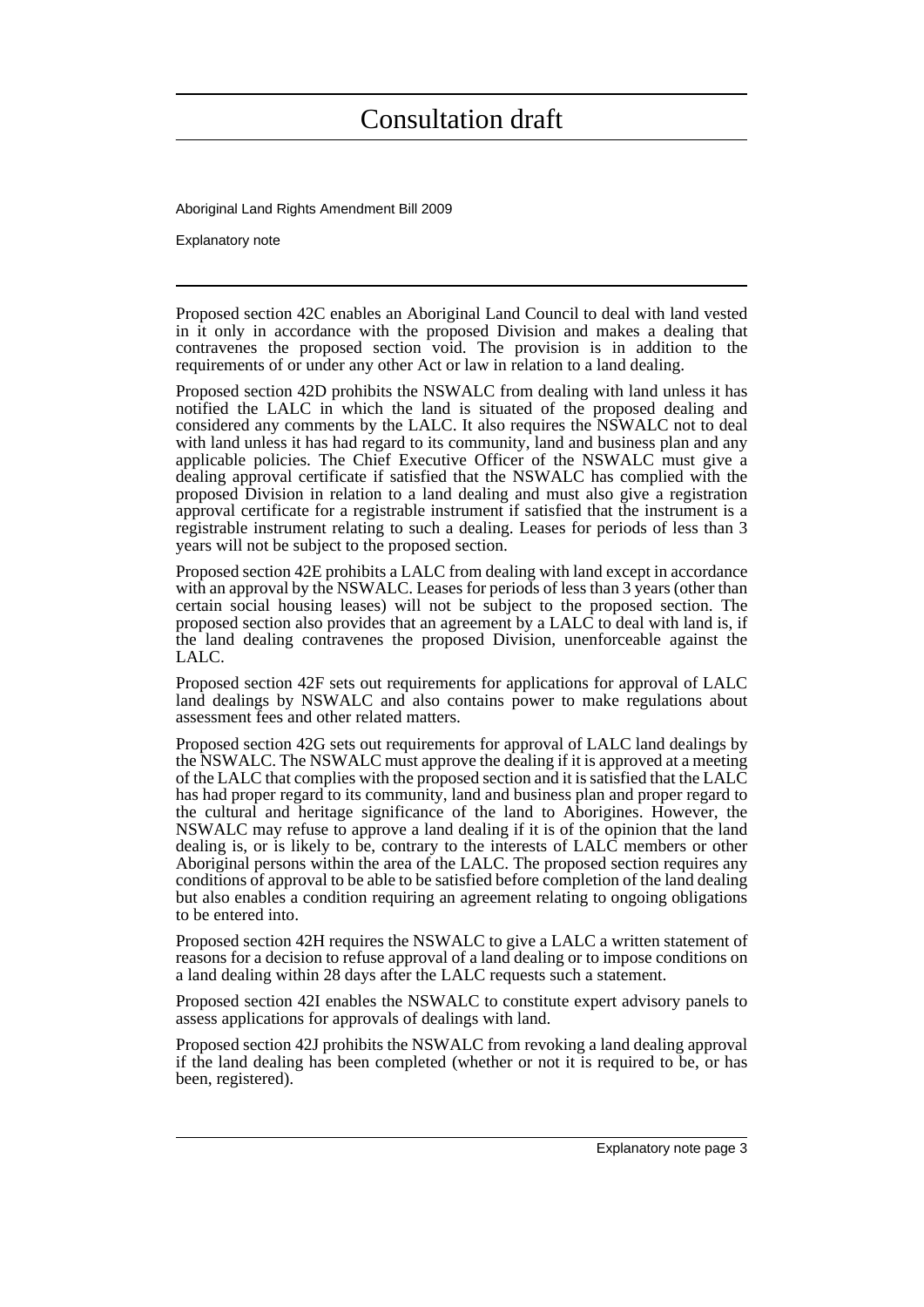Proposed section 42C enables an Aboriginal Land Council to deal with land vested in it only in accordance with the proposed Division and makes a dealing that contravenes the proposed section void. The provision is in addition to the requirements of or under any other Act or law in relation to a land dealing.

Proposed section 42D prohibits the NSWALC from dealing with land unless it has notified the LALC in which the land is situated of the proposed dealing and considered any comments by the LALC. It also requires the NSWALC not to deal with land unless it has had regard to its community, land and business plan and any applicable policies. The Chief Executive Officer of the NSWALC must give a dealing approval certificate if satisfied that the NSWALC has complied with the proposed Division in relation to a land dealing and must also give a registration approval certificate for a registrable instrument if satisfied that the instrument is a registrable instrument relating to such a dealing. Leases for periods of less than 3 years will not be subject to the proposed section.

Proposed section 42E prohibits a LALC from dealing with land except in accordance with an approval by the NSWALC. Leases for periods of less than 3 years (other than certain social housing leases) will not be subject to the proposed section. The proposed section also provides that an agreement by a LALC to deal with land is, if the land dealing contravenes the proposed Division, unenforceable against the LALC.

Proposed section 42F sets out requirements for applications for approval of LALC land dealings by NSWALC and also contains power to make regulations about assessment fees and other related matters.

Proposed section 42G sets out requirements for approval of LALC land dealings by the NSWALC. The NSWALC must approve the dealing if it is approved at a meeting of the LALC that complies with the proposed section and it is satisfied that the LALC has had proper regard to its community, land and business plan and proper regard to the cultural and heritage significance of the land to Aborigines. However, the NSWALC may refuse to approve a land dealing if it is of the opinion that the land dealing is, or is likely to be, contrary to the interests of LALC members or other Aboriginal persons within the area of the LALC. The proposed section requires any conditions of approval to be able to be satisfied before completion of the land dealing but also enables a condition requiring an agreement relating to ongoing obligations to be entered into.

Proposed section 42H requires the NSWALC to give a LALC a written statement of reasons for a decision to refuse approval of a land dealing or to impose conditions on a land dealing within 28 days after the LALC requests such a statement.

Proposed section 42I enables the NSWALC to constitute expert advisory panels to assess applications for approvals of dealings with land.

Proposed section 42J prohibits the NSWALC from revoking a land dealing approval if the land dealing has been completed (whether or not it is required to be, or has been, registered).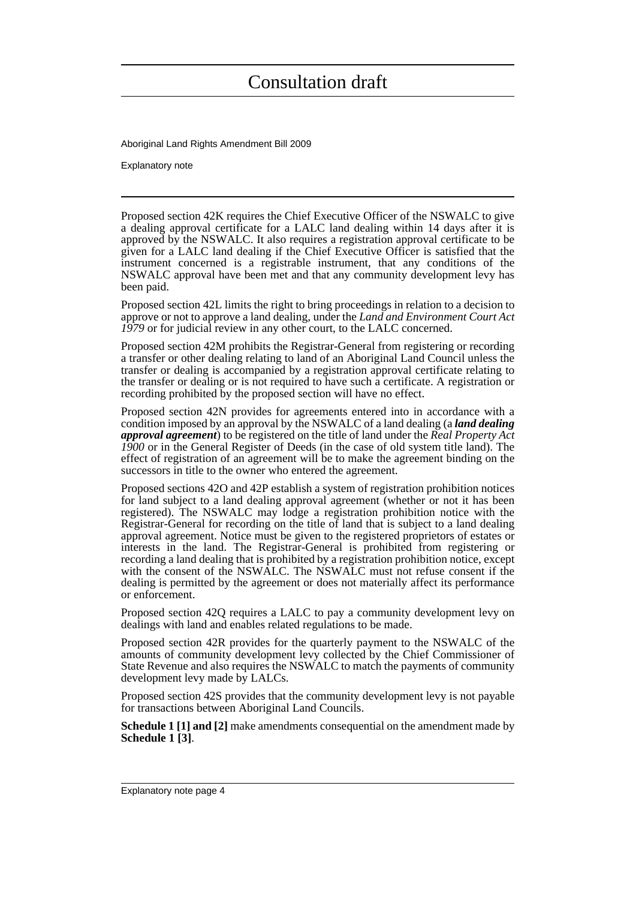Proposed section 42K requires the Chief Executive Officer of the NSWALC to give a dealing approval certificate for a LALC land dealing within 14 days after it is approved by the NSWALC. It also requires a registration approval certificate to be given for a LALC land dealing if the Chief Executive Officer is satisfied that the instrument concerned is a registrable instrument, that any conditions of the NSWALC approval have been met and that any community development levy has been paid.

Proposed section 42L limits the right to bring proceedings in relation to a decision to approve or not to approve a land dealing, under the *Land and Environment Court Act 1979* or for judicial review in any other court, to the LALC concerned.

Proposed section 42M prohibits the Registrar-General from registering or recording a transfer or other dealing relating to land of an Aboriginal Land Council unless the transfer or dealing is accompanied by a registration approval certificate relating to the transfer or dealing or is not required to have such a certificate. A registration or recording prohibited by the proposed section will have no effect.

Proposed section 42N provides for agreements entered into in accordance with a condition imposed by an approval by the NSWALC of a land dealing (a ***land dealing approval agreement***) to be registered on the title of land under the *Real Property Act 1900* or in the General Register of Deeds (in the case of old system title land). The effect of registration of an agreement will be to make the agreement binding on the successors in title to the owner who entered the agreement.

Proposed sections 42O and 42P establish a system of registration prohibition notices for land subject to a land dealing approval agreement (whether or not it has been registered). The NSWALC may lodge a registration prohibition notice with the Registrar-General for recording on the title of land that is subject to a land dealing approval agreement. Notice must be given to the registered proprietors of estates or interests in the land. The Registrar-General is prohibited from registering or recording a land dealing that is prohibited by a registration prohibition notice, except with the consent of the NSWALC. The NSWALC must not refuse consent if the dealing is permitted by the agreement or does not materially affect its performance or enforcement.

Proposed section 42Q requires a LALC to pay a community development levy on dealings with land and enables related regulations to be made.

Proposed section 42R provides for the quarterly payment to the NSWALC of the amounts of community development levy collected by the Chief Commissioner of State Revenue and also requires the NSWALC to match the payments of community development levy made by LALCs.

Proposed section 42S provides that the community development levy is not payable for transactions between Aboriginal Land Councils.

**Schedule 1 [1] and [2]** make amendments consequential on the amendment made by **Schedule 1 [3]**.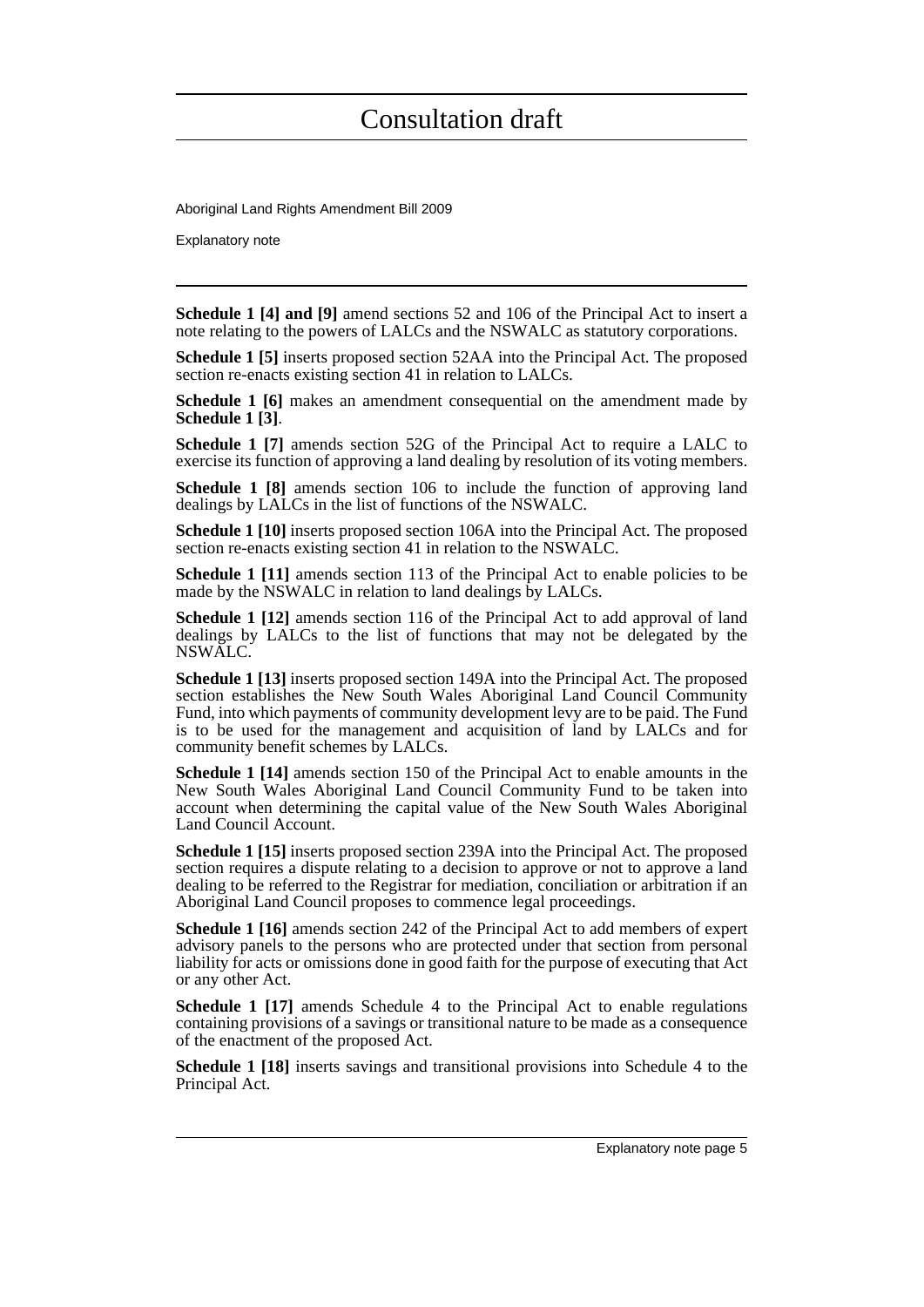**Schedule 1 [4] and [9]** amend sections 52 and 106 of the Principal Act to insert a note relating to the powers of LALCs and the NSWALC as statutory corporations.

**Schedule 1 [5]** inserts proposed section 52AA into the Principal Act. The proposed section re-enacts existing section 41 in relation to LALCs.

**Schedule 1 [6]** makes an amendment consequential on the amendment made by **Schedule 1 [3]**.

**Schedule 1 [7]** amends section 52G of the Principal Act to require a LALC to exercise its function of approving a land dealing by resolution of its voting members.

**Schedule 1 [8]** amends section 106 to include the function of approving land dealings by LALCs in the list of functions of the NSWALC.

**Schedule 1 [10]** inserts proposed section 106A into the Principal Act. The proposed section re-enacts existing section 41 in relation to the NSWALC.

**Schedule 1 [11]** amends section 113 of the Principal Act to enable policies to be made by the NSWALC in relation to land dealings by LALCs.

**Schedule 1 [12]** amends section 116 of the Principal Act to add approval of land dealings by LALCs to the list of functions that may not be delegated by the NSWALC.

**Schedule 1 [13]** inserts proposed section 149A into the Principal Act. The proposed section establishes the New South Wales Aboriginal Land Council Community Fund, into which payments of community development levy are to be paid. The Fund is to be used for the management and acquisition of land by LALCs and for community benefit schemes by LALCs.

**Schedule 1 [14]** amends section 150 of the Principal Act to enable amounts in the New South Wales Aboriginal Land Council Community Fund to be taken into account when determining the capital value of the New South Wales Aboriginal Land Council Account.

**Schedule 1 [15]** inserts proposed section 239A into the Principal Act. The proposed section requires a dispute relating to a decision to approve or not to approve a land dealing to be referred to the Registrar for mediation, conciliation or arbitration if an Aboriginal Land Council proposes to commence legal proceedings.

**Schedule 1 [16]** amends section 242 of the Principal Act to add members of expert advisory panels to the persons who are protected under that section from personal liability for acts or omissions done in good faith for the purpose of executing that Act or any other Act.

**Schedule 1 [17]** amends Schedule 4 to the Principal Act to enable regulations containing provisions of a savings or transitional nature to be made as a consequence of the enactment of the proposed Act.

**Schedule 1 [18]** inserts savings and transitional provisions into Schedule 4 to the Principal Act.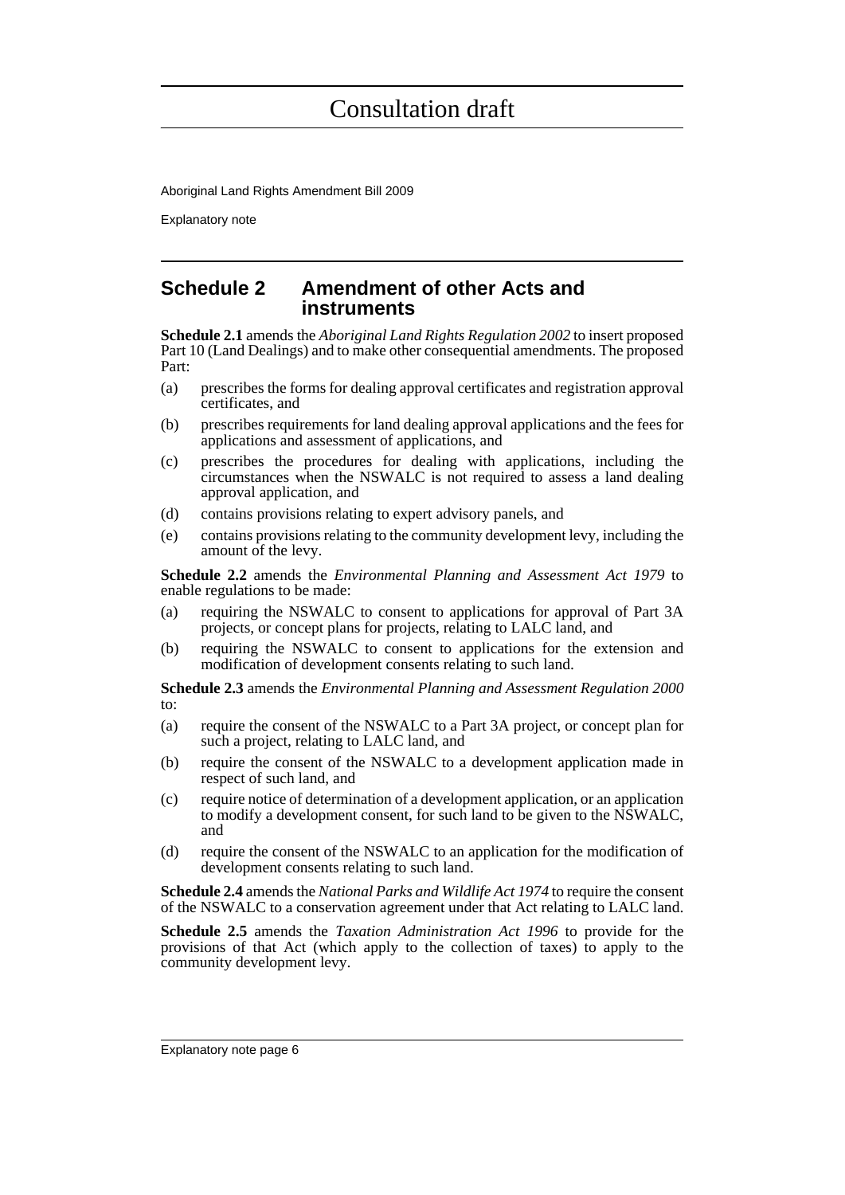## Schedule 2 Amendment of other Acts and instruments

**Schedule 2.1** amends the *Aboriginal Land Rights Regulation 2002* to insert proposed Part 10 (Land Dealings) and to make other consequential amendments. The proposed Part:

(a) prescribes the forms for dealing approval certificates and registration approval certificates, and

(b) prescribes requirements for land dealing approval applications and the fees for applications and assessment of applications, and

(c) prescribes the procedures for dealing with applications, including the circumstances when the NSWALC is not required to assess a land dealing approval application, and

(d) contains provisions relating to expert advisory panels, and

(e) contains provisions relating to the community development levy, including the amount of the levy.

**Schedule 2.2** amends the *Environmental Planning and Assessment Act 1979* to enable regulations to be made:

(a) requiring the NSWALC to consent to applications for approval of Part 3A projects, or concept plans for projects, relating to LALC land, and

(b) requiring the NSWALC to consent to applications for the extension and modification of development consents relating to such land.

**Schedule 2.3** amends the *Environmental Planning and Assessment Regulation 2000* to:

(a) require the consent of the NSWALC to a Part 3A project, or concept plan for such a project, relating to LALC land, and

(b) require the consent of the NSWALC to a development application made in respect of such land, and

(c) require notice of determination of a development application, or an application to modify a development consent, for such land to be given to the NSWALC, and

(d) require the consent of the NSWALC to an application for the modification of development consents relating to such land.

**Schedule 2.4** amends the *National Parks and Wildlife Act 1974* to require the consent of the NSWALC to a conservation agreement under that Act relating to LALC land.

**Schedule 2.5** amends the *Taxation Administration Act 1996* to provide for the provisions of that Act (which apply to the collection of taxes) to apply to the community development levy.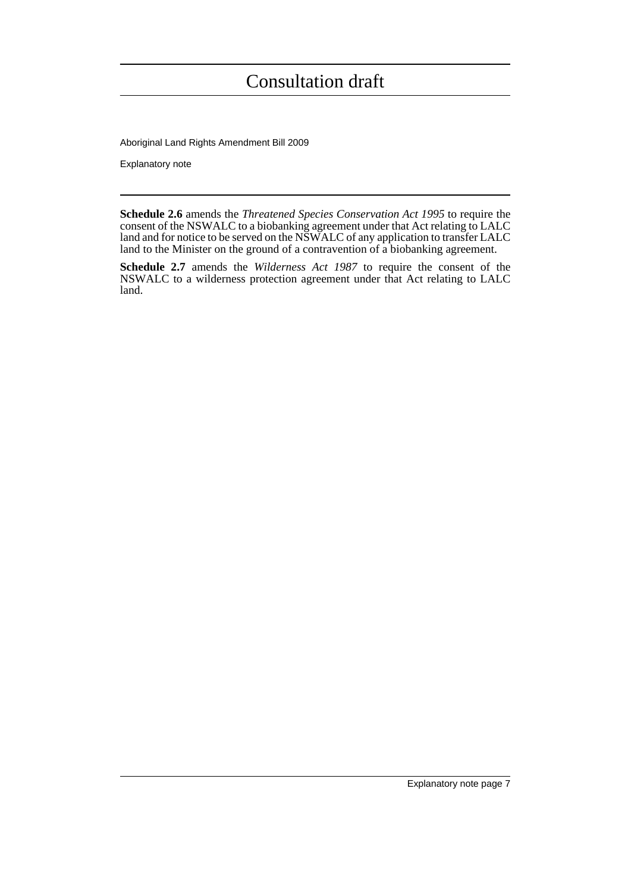**Schedule 2.6** amends the *Threatened Species Conservation Act 1995* to require the consent of the NSWALC to a biobanking agreement under that Act relating to LALC land and for notice to be served on the NSWALC of any application to transfer LALC land to the Minister on the ground of a contravention of a biobanking agreement.

**Schedule 2.7** amends the *Wilderness Act 1987* to require the consent of the NSWALC to a wilderness protection agreement under that Act relating to LALC land.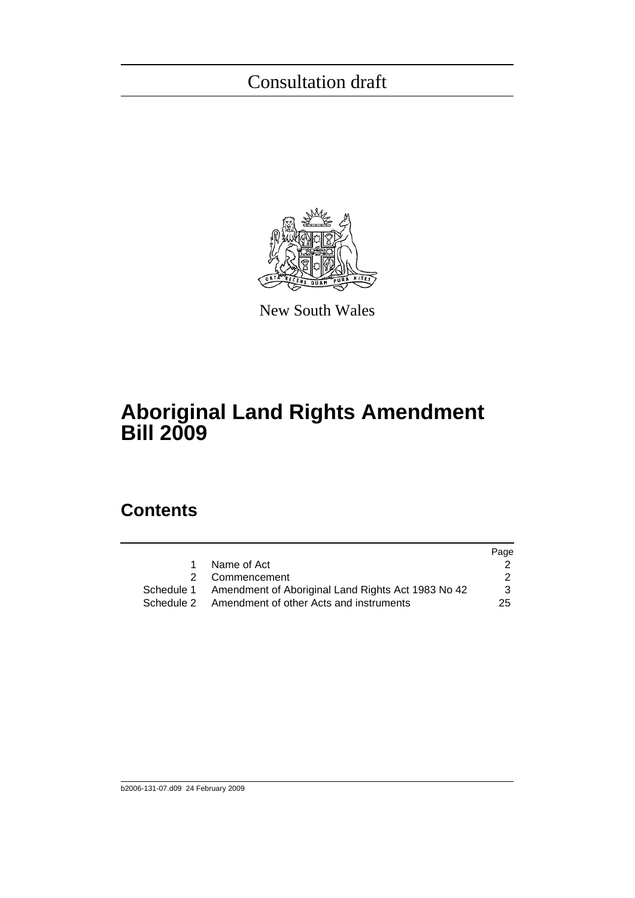Consultation draft

New South Wales

# Aboriginal Land Rights Amendment Bill 2009

## Contents

| | | Page |
|---|---|---|
| 1 | Name of Act | 2 |
| 2 | Commencement | 2 |
| Schedule 1 | Amendment of Aboriginal Land Rights Act 1983 No 42 | 3 |
| Schedule 2 | Amendment of other Acts and instruments | 25 |

b2006-131-07.d09 24 February 2009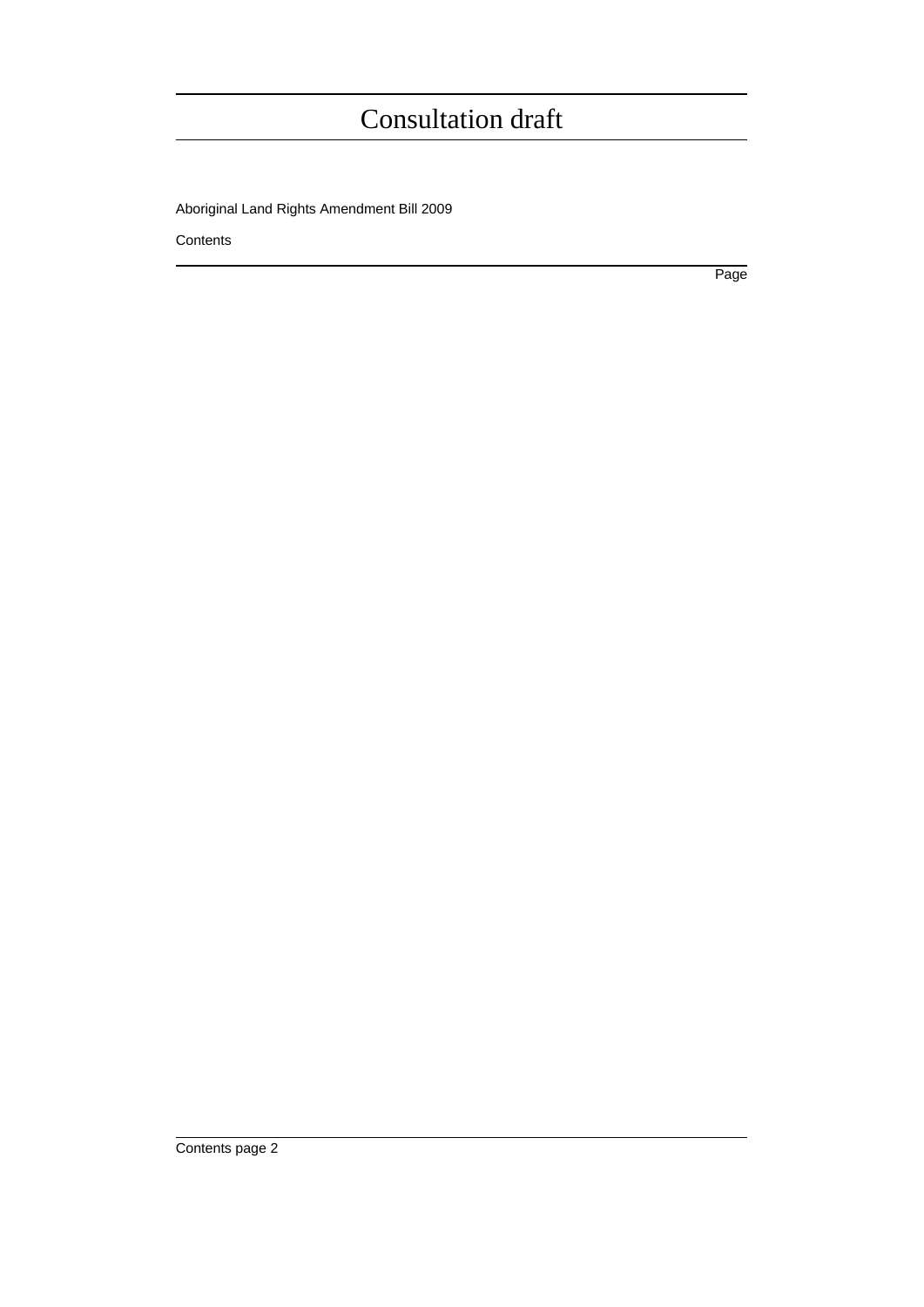Aboriginal Land Rights Amendment Bill 2009

Contents

Page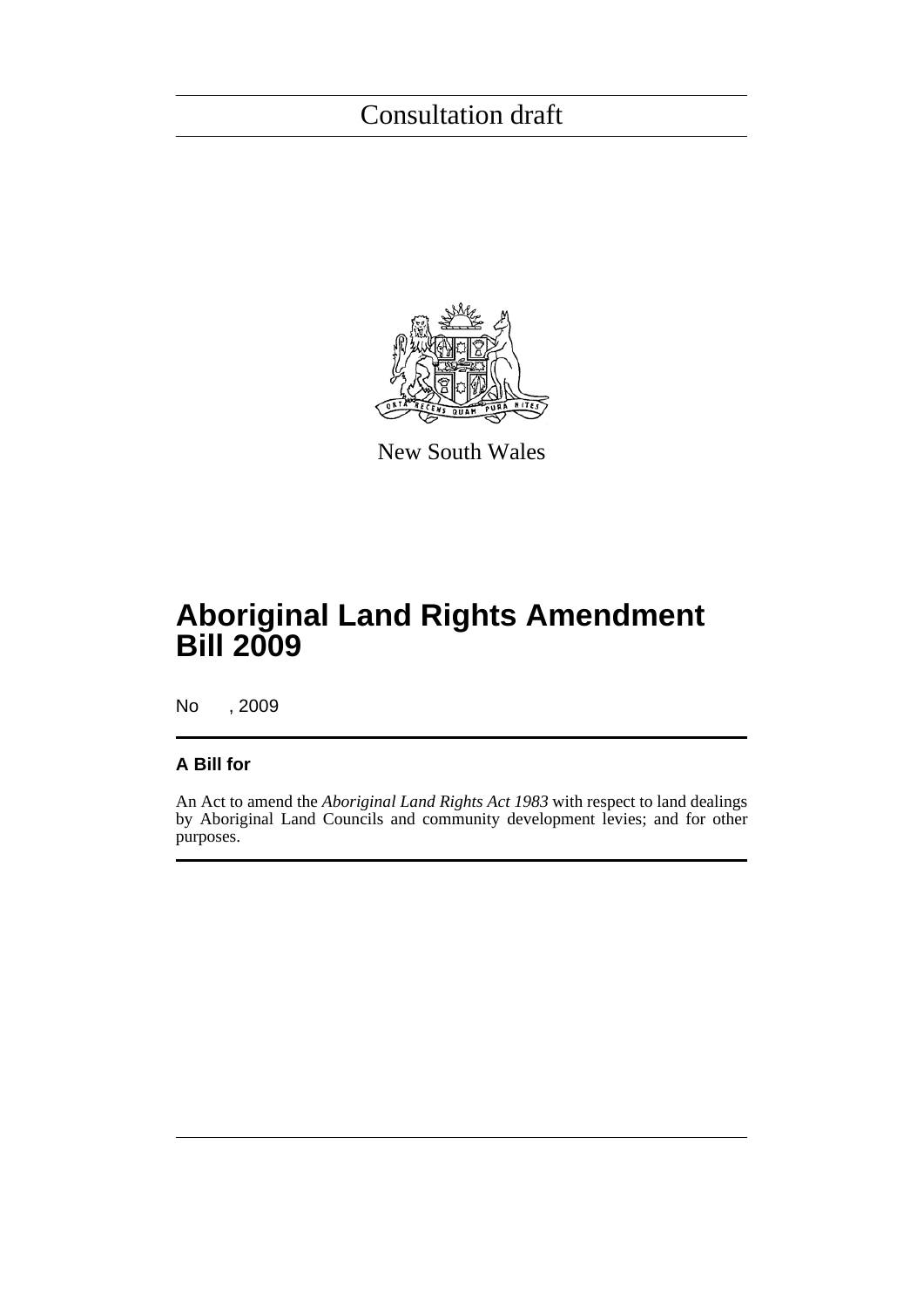Consultation draft

New South Wales

# Aboriginal Land Rights Amendment Bill 2009

No , 2009

### A Bill for

An Act to amend the *Aboriginal Land Rights Act 1983* with respect to land dealings by Aboriginal Land Councils and community development levies; and for other purposes.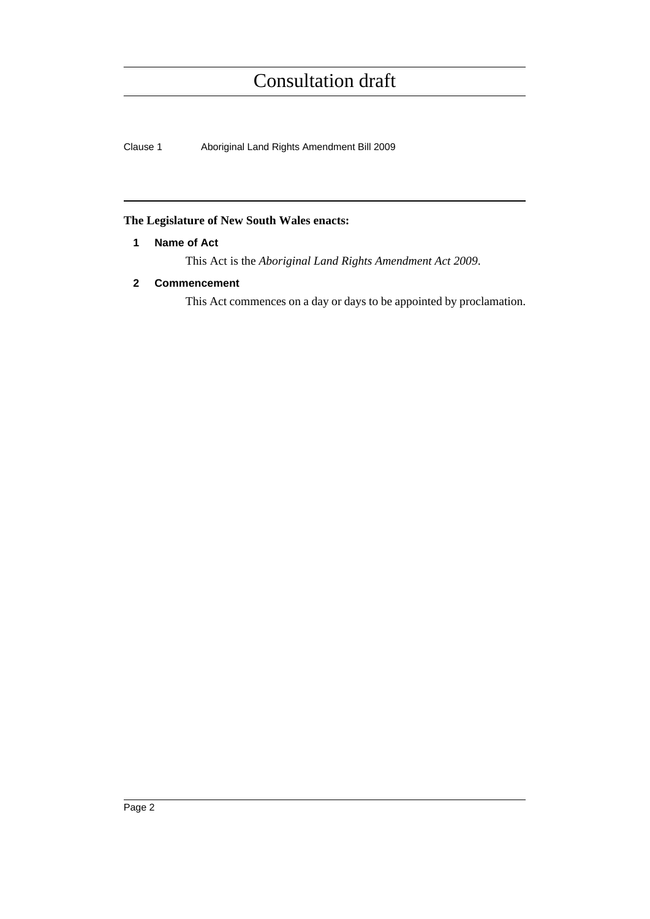**The Legislature of New South Wales enacts:**

**1 Name of Act**

This Act is the *Aboriginal Land Rights Amendment Act 2009*.

**2 Commencement**

This Act commences on a day or days to be appointed by proclamation.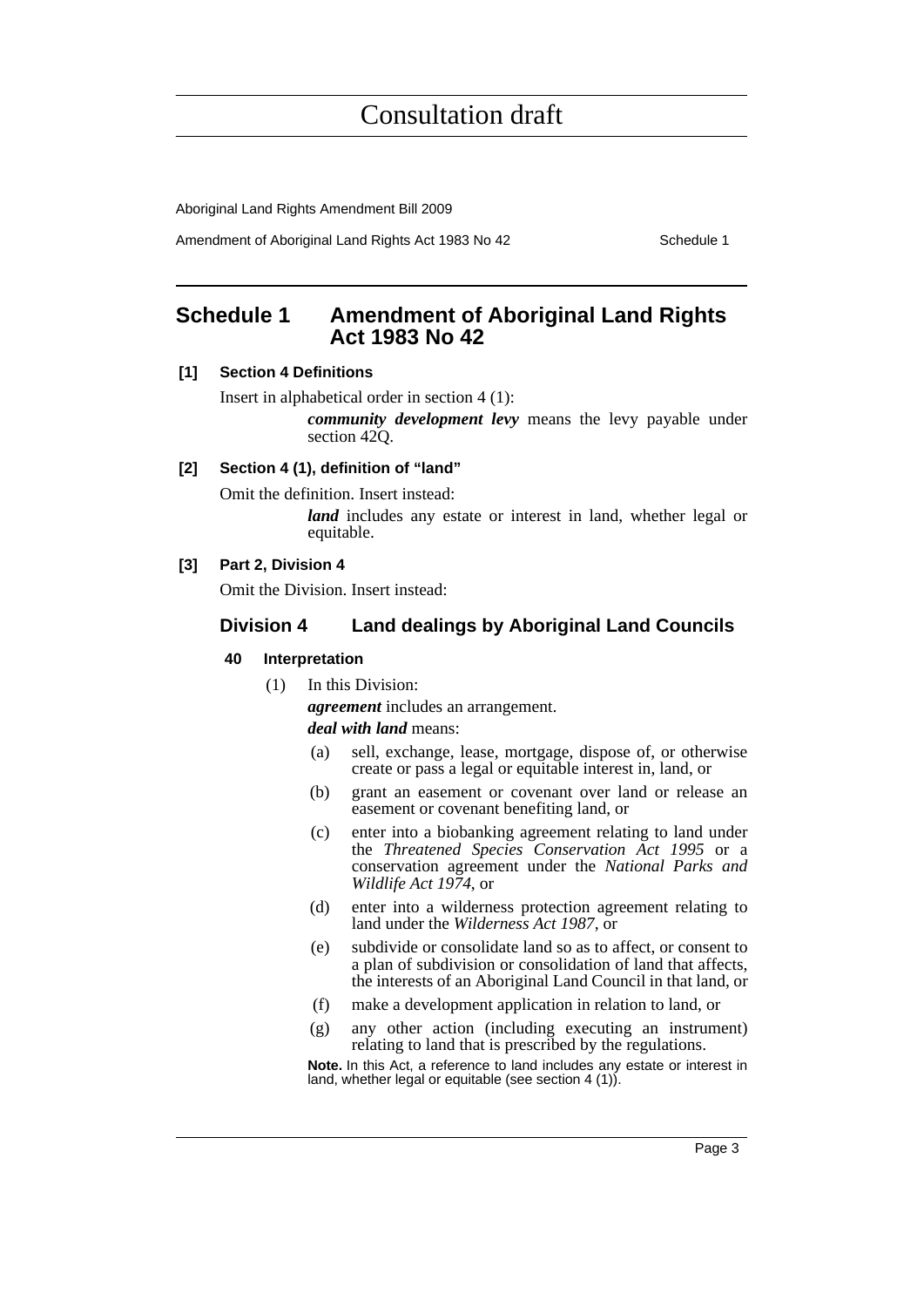## Schedule 1 Amendment of Aboriginal Land Rights Act 1983 No 42

**[1] Section 4 Definitions**

Insert in alphabetical order in section 4 (1):

> ***community development levy*** means the levy payable under section 42Q.

**[2] Section 4 (1), definition of "land"**

Omit the definition. Insert instead:

> ***land*** includes any estate or interest in land, whether legal or equitable.

**[3] Part 2, Division 4**

Omit the Division. Insert instead:

### Division 4 Land dealings by Aboriginal Land Councils

#### 40 Interpretation

(1) In this Division:

***agreement*** includes an arrangement.

***deal with land*** means:

- (a) sell, exchange, lease, mortgage, dispose of, or otherwise create or pass a legal or equitable interest in, land, or
- (b) grant an easement or covenant over land or release an easement or covenant benefiting land, or
- (c) enter into a biobanking agreement relating to land under the *Threatened Species Conservation Act 1995* or a conservation agreement under the *National Parks and Wildlife Act 1974*, or
- (d) enter into a wilderness protection agreement relating to land under the *Wilderness Act 1987*, or
- (e) subdivide or consolidate land so as to affect, or consent to a plan of subdivision or consolidation of land that affects, the interests of an Aboriginal Land Council in that land, or
- (f) make a development application in relation to land, or
- (g) any other action (including executing an instrument) relating to land that is prescribed by the regulations.

**Note.** In this Act, a reference to land includes any estate or interest in land, whether legal or equitable (see section 4 (1)).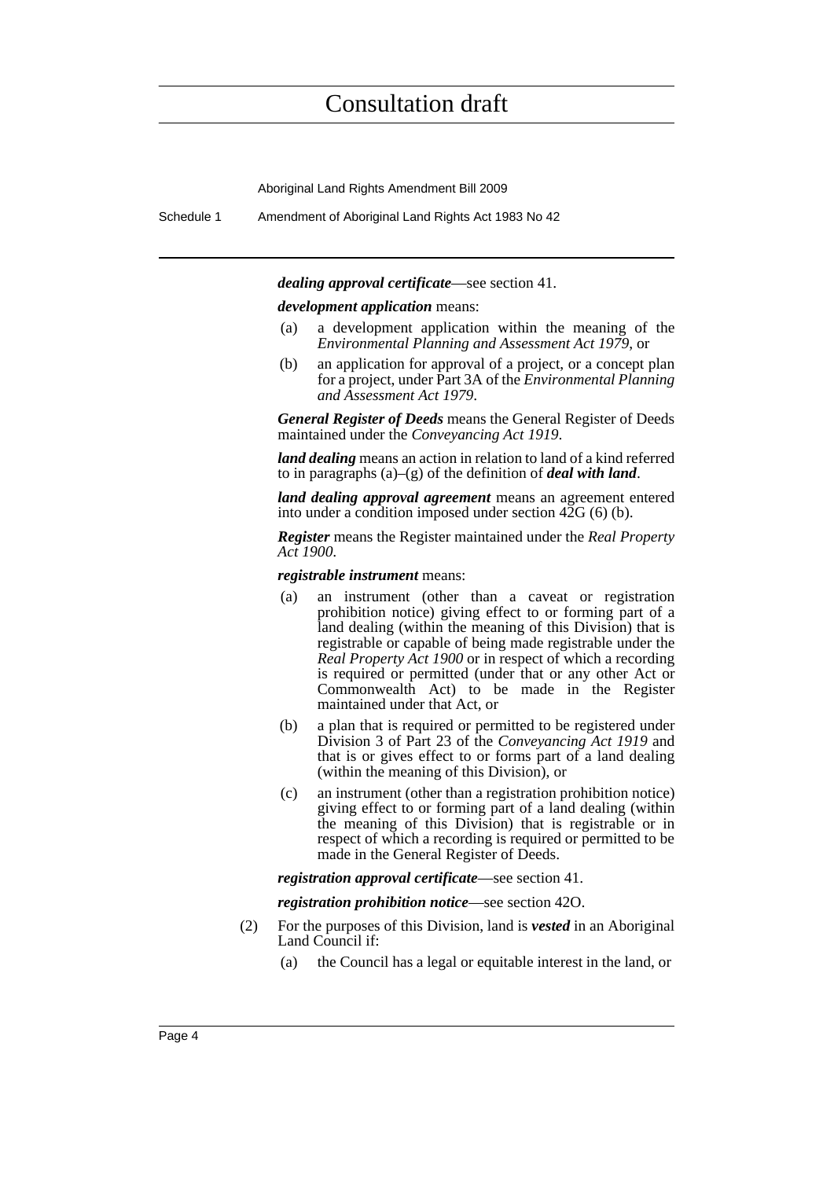***dealing approval certificate***—see section 41.

***development application*** means:

(a) a development application within the meaning of the *Environmental Planning and Assessment Act 1979*, or

(b) an application for approval of a project, or a concept plan for a project, under Part 3A of the *Environmental Planning and Assessment Act 1979*.

***General Register of Deeds*** means the General Register of Deeds maintained under the *Conveyancing Act 1919*.

***land dealing*** means an action in relation to land of a kind referred to in paragraphs (a)–(g) of the definition of ***deal with land***.

***land dealing approval agreement*** means an agreement entered into under a condition imposed under section 42G (6) (b).

***Register*** means the Register maintained under the *Real Property Act 1900*.

***registrable instrument*** means:

(a) an instrument (other than a caveat or registration prohibition notice) giving effect to or forming part of a land dealing (within the meaning of this Division) that is registrable or capable of being made registrable under the *Real Property Act 1900* or in respect of which a recording is required or permitted (under that or any other Act or Commonwealth Act) to be made in the Register maintained under that Act, or

(b) a plan that is required or permitted to be registered under Division 3 of Part 23 of the *Conveyancing Act 1919* and that is or gives effect to or forms part of a land dealing (within the meaning of this Division), or

(c) an instrument (other than a registration prohibition notice) giving effect to or forming part of a land dealing (within the meaning of this Division) that is registrable or in respect of which a recording is required or permitted to be made in the General Register of Deeds.

***registration approval certificate***—see section 41.

***registration prohibition notice***—see section 42O.

(2) For the purposes of this Division, land is ***vested*** in an Aboriginal Land Council if:

(a) the Council has a legal or equitable interest in the land, or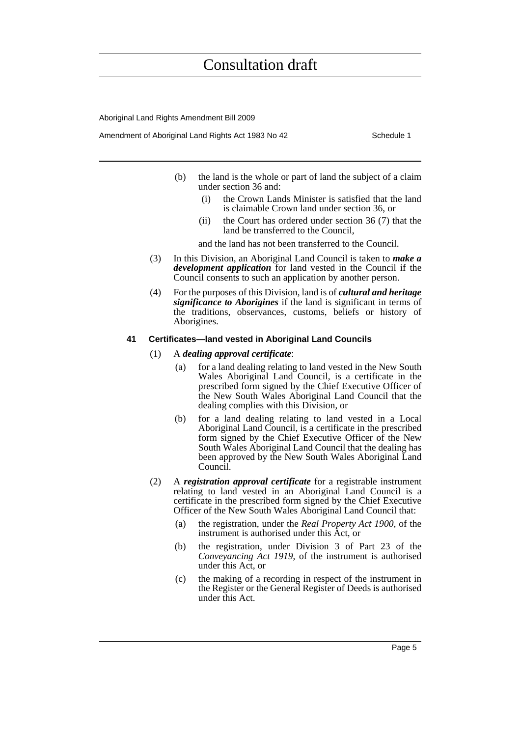(b) the land is the whole or part of land the subject of a claim under section 36 and:

  (i) the Crown Lands Minister is satisfied that the land is claimable Crown land under section 36, or

  (ii) the Court has ordered under section 36 (7) that the land be transferred to the Council,

and the land has not been transferred to the Council.

(3) In this Division, an Aboriginal Land Council is taken to ***make a development application*** for land vested in the Council if the Council consents to such an application by another person.

(4) For the purposes of this Division, land is of ***cultural and heritage significance to Aborigines*** if the land is significant in terms of the traditions, observances, customs, beliefs or history of Aborigines.

#### 41 Certificates—land vested in Aboriginal Land Councils

(1) A ***dealing approval certificate***:

  (a) for a land dealing relating to land vested in the New South Wales Aboriginal Land Council, is a certificate in the prescribed form signed by the Chief Executive Officer of the New South Wales Aboriginal Land Council that the dealing complies with this Division, or

  (b) for a land dealing relating to land vested in a Local Aboriginal Land Council, is a certificate in the prescribed form signed by the Chief Executive Officer of the New South Wales Aboriginal Land Council that the dealing has been approved by the New South Wales Aboriginal Land Council.

(2) A ***registration approval certificate*** for a registrable instrument relating to land vested in an Aboriginal Land Council is a certificate in the prescribed form signed by the Chief Executive Officer of the New South Wales Aboriginal Land Council that:

  (a) the registration, under the *Real Property Act 1900*, of the instrument is authorised under this Act, or

  (b) the registration, under Division 3 of Part 23 of the *Conveyancing Act 1919*, of the instrument is authorised under this Act, or

  (c) the making of a recording in respect of the instrument in the Register or the General Register of Deeds is authorised under this Act.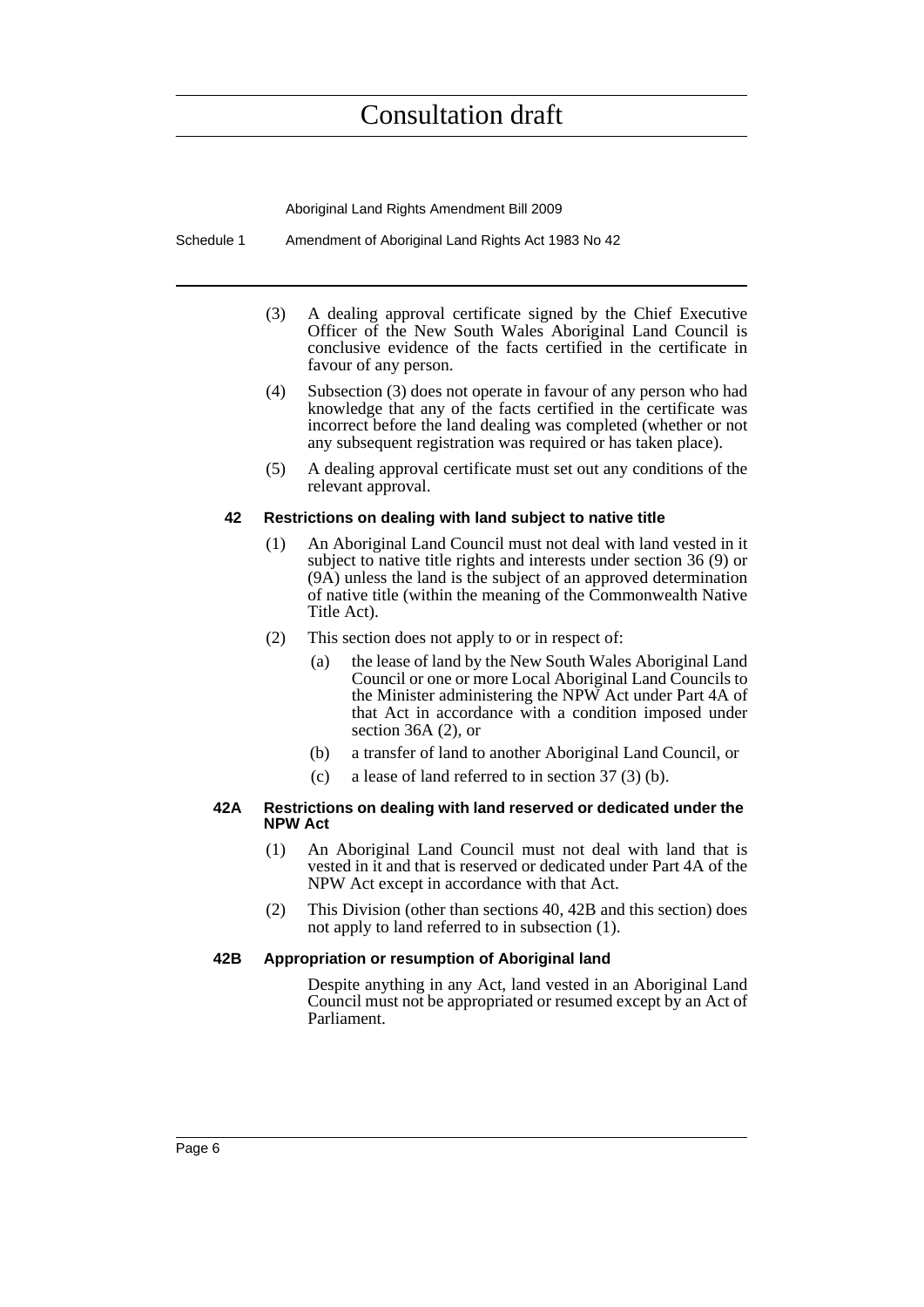(3) A dealing approval certificate signed by the Chief Executive Officer of the New South Wales Aboriginal Land Council is conclusive evidence of the facts certified in the certificate in favour of any person.

(4) Subsection (3) does not operate in favour of any person who had knowledge that any of the facts certified in the certificate was incorrect before the land dealing was completed (whether or not any subsequent registration was required or has taken place).

(5) A dealing approval certificate must set out any conditions of the relevant approval.

#### 42 Restrictions on dealing with land subject to native title

(1) An Aboriginal Land Council must not deal with land vested in it subject to native title rights and interests under section 36 (9) or (9A) unless the land is the subject of an approved determination of native title (within the meaning of the Commonwealth Native Title Act).

(2) This section does not apply to or in respect of:

- (a) the lease of land by the New South Wales Aboriginal Land Council or one or more Local Aboriginal Land Councils to the Minister administering the NPW Act under Part 4A of that Act in accordance with a condition imposed under section 36A (2), or
- (b) a transfer of land to another Aboriginal Land Council, or
- (c) a lease of land referred to in section 37 (3) (b).

#### 42A Restrictions on dealing with land reserved or dedicated under the NPW Act

(1) An Aboriginal Land Council must not deal with land that is vested in it and that is reserved or dedicated under Part 4A of the NPW Act except in accordance with that Act.

(2) This Division (other than sections 40, 42B and this section) does not apply to land referred to in subsection (1).

#### 42B Appropriation or resumption of Aboriginal land

Despite anything in any Act, land vested in an Aboriginal Land Council must not be appropriated or resumed except by an Act of Parliament.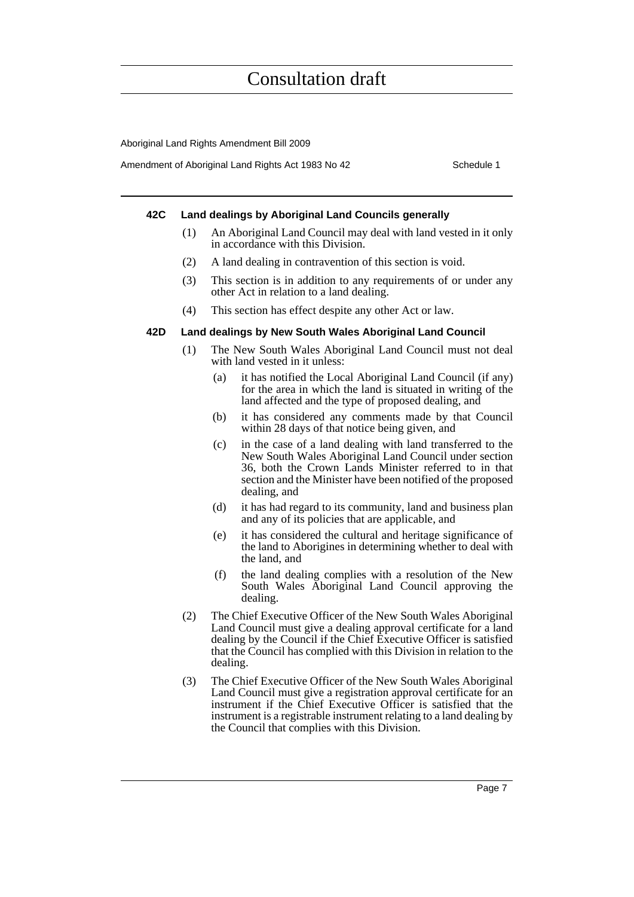#### 42C Land dealings by Aboriginal Land Councils generally

(1) An Aboriginal Land Council may deal with land vested in it only in accordance with this Division.

(2) A land dealing in contravention of this section is void.

(3) This section is in addition to any requirements of or under any other Act in relation to a land dealing.

(4) This section has effect despite any other Act or law.

#### 42D Land dealings by New South Wales Aboriginal Land Council

(1) The New South Wales Aboriginal Land Council must not deal with land vested in it unless:

   (a) it has notified the Local Aboriginal Land Council (if any) for the area in which the land is situated in writing of the land affected and the type of proposed dealing, and

   (b) it has considered any comments made by that Council within 28 days of that notice being given, and

   (c) in the case of a land dealing with land transferred to the New South Wales Aboriginal Land Council under section 36, both the Crown Lands Minister referred to in that section and the Minister have been notified of the proposed dealing, and

   (d) it has had regard to its community, land and business plan and any of its policies that are applicable, and

   (e) it has considered the cultural and heritage significance of the land to Aborigines in determining whether to deal with the land, and

   (f) the land dealing complies with a resolution of the New South Wales Aboriginal Land Council approving the dealing.

(2) The Chief Executive Officer of the New South Wales Aboriginal Land Council must give a dealing approval certificate for a land dealing by the Council if the Chief Executive Officer is satisfied that the Council has complied with this Division in relation to the dealing.

(3) The Chief Executive Officer of the New South Wales Aboriginal Land Council must give a registration approval certificate for an instrument if the Chief Executive Officer is satisfied that the instrument is a registrable instrument relating to a land dealing by the Council that complies with this Division.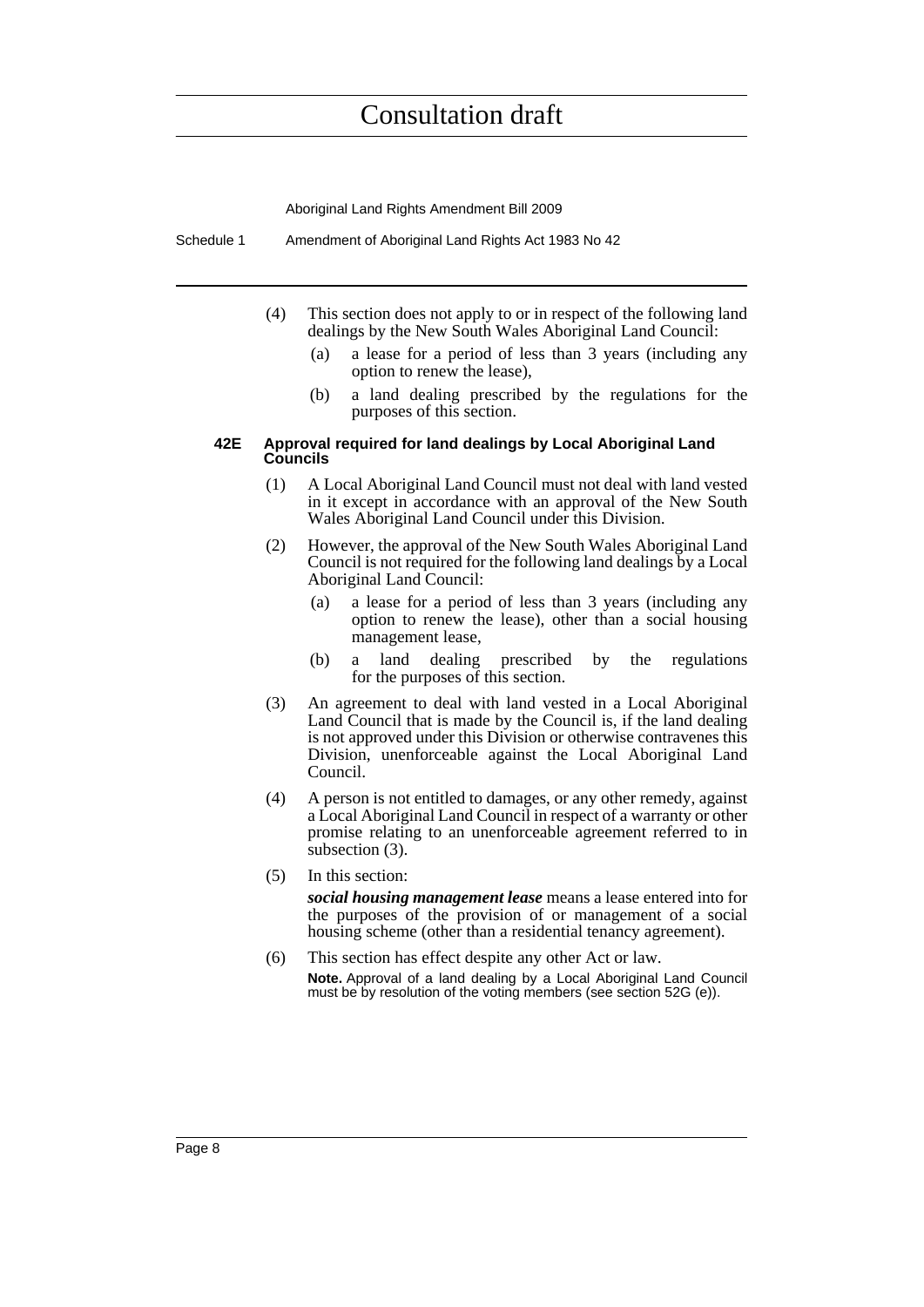(4) This section does not apply to or in respect of the following land dealings by the New South Wales Aboriginal Land Council:

(a) a lease for a period of less than 3 years (including any option to renew the lease),

(b) a land dealing prescribed by the regulations for the purposes of this section.

#### 42E Approval required for land dealings by Local Aboriginal Land Councils

(1) A Local Aboriginal Land Council must not deal with land vested in it except in accordance with an approval of the New South Wales Aboriginal Land Council under this Division.

(2) However, the approval of the New South Wales Aboriginal Land Council is not required for the following land dealings by a Local Aboriginal Land Council:

(a) a lease for a period of less than 3 years (including any option to renew the lease), other than a social housing management lease,

(b) a land dealing prescribed by the regulations for the purposes of this section.

(3) An agreement to deal with land vested in a Local Aboriginal Land Council that is made by the Council is, if the land dealing is not approved under this Division or otherwise contravenes this Division, unenforceable against the Local Aboriginal Land Council.

(4) A person is not entitled to damages, or any other remedy, against a Local Aboriginal Land Council in respect of a warranty or other promise relating to an unenforceable agreement referred to in subsection (3).

(5) In this section:

***social housing management lease*** means a lease entered into for the purposes of the provision of or management of a social housing scheme (other than a residential tenancy agreement).

(6) This section has effect despite any other Act or law.

**Note.** Approval of a land dealing by a Local Aboriginal Land Council must be by resolution of the voting members (see section 52G (e)).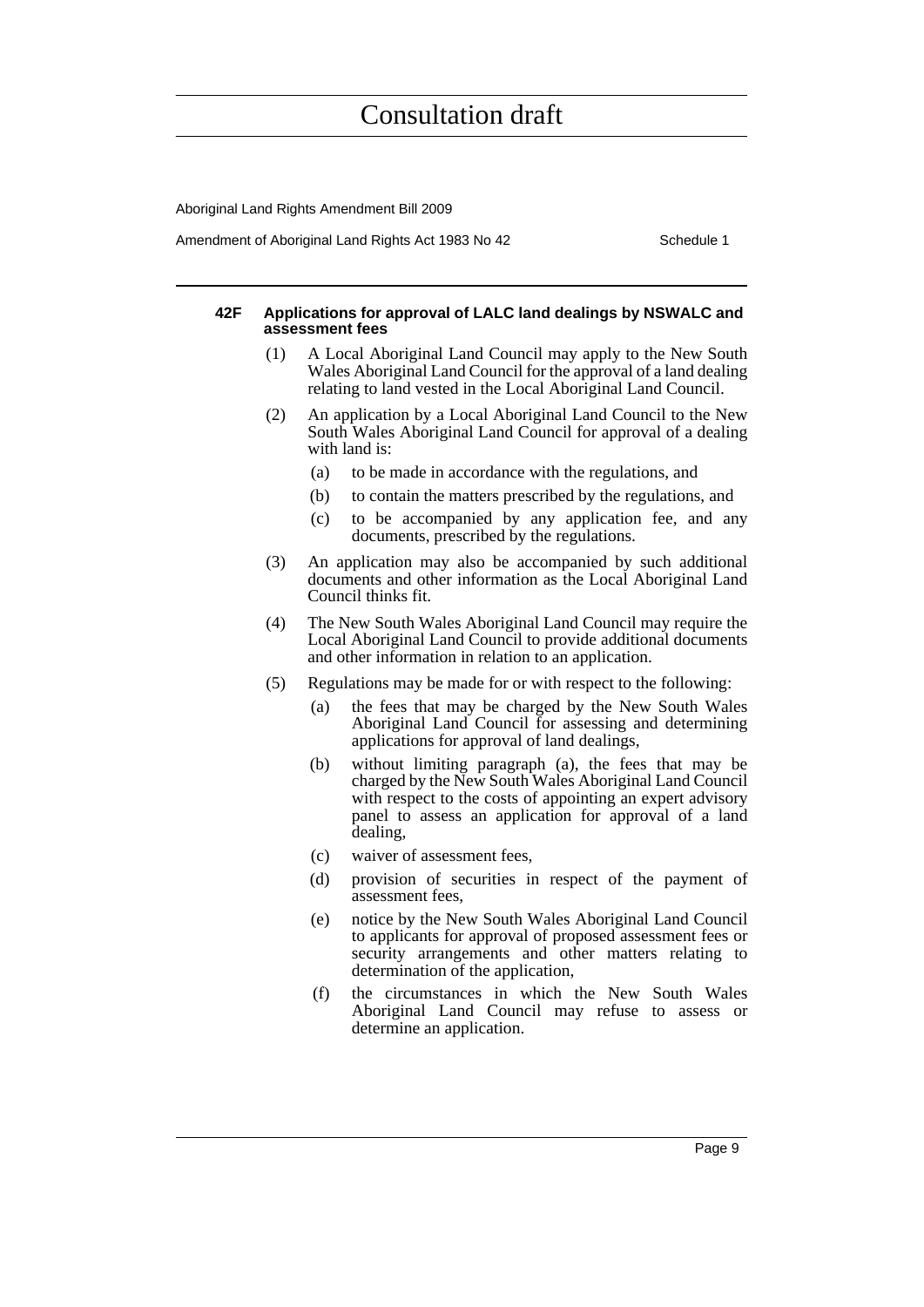#### 42F Applications for approval of LALC land dealings by NSWALC and assessment fees

(1) A Local Aboriginal Land Council may apply to the New South Wales Aboriginal Land Council for the approval of a land dealing relating to land vested in the Local Aboriginal Land Council.

(2) An application by a Local Aboriginal Land Council to the New South Wales Aboriginal Land Council for approval of a dealing with land is:

- (a) to be made in accordance with the regulations, and
- (b) to contain the matters prescribed by the regulations, and
- (c) to be accompanied by any application fee, and any documents, prescribed by the regulations.

(3) An application may also be accompanied by such additional documents and other information as the Local Aboriginal Land Council thinks fit.

(4) The New South Wales Aboriginal Land Council may require the Local Aboriginal Land Council to provide additional documents and other information in relation to an application.

(5) Regulations may be made for or with respect to the following:

- (a) the fees that may be charged by the New South Wales Aboriginal Land Council for assessing and determining applications for approval of land dealings,
- (b) without limiting paragraph (a), the fees that may be charged by the New South Wales Aboriginal Land Council with respect to the costs of appointing an expert advisory panel to assess an application for approval of a land dealing,
- (c) waiver of assessment fees,
- (d) provision of securities in respect of the payment of assessment fees,
- (e) notice by the New South Wales Aboriginal Land Council to applicants for approval of proposed assessment fees or security arrangements and other matters relating to determination of the application,
- (f) the circumstances in which the New South Wales Aboriginal Land Council may refuse to assess or determine an application.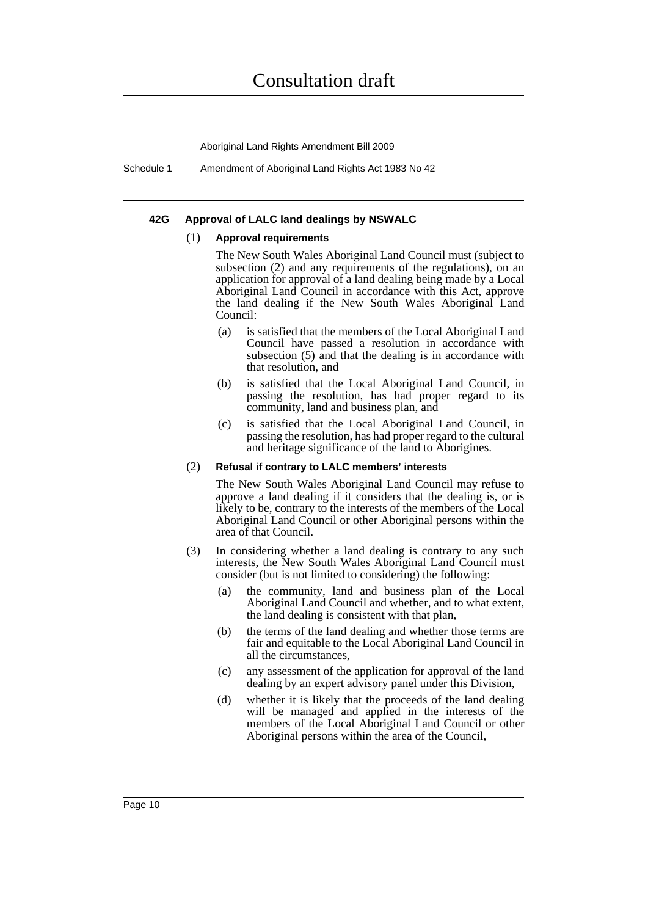### 42G Approval of LALC land dealings by NSWALC

(1) **Approval requirements**

The New South Wales Aboriginal Land Council must (subject to subsection (2) and any requirements of the regulations), on an application for approval of a land dealing being made by a Local Aboriginal Land Council in accordance with this Act, approve the land dealing if the New South Wales Aboriginal Land Council:

- (a) is satisfied that the members of the Local Aboriginal Land Council have passed a resolution in accordance with subsection (5) and that the dealing is in accordance with that resolution, and
- (b) is satisfied that the Local Aboriginal Land Council, in passing the resolution, has had proper regard to its community, land and business plan, and
- (c) is satisfied that the Local Aboriginal Land Council, in passing the resolution, has had proper regard to the cultural and heritage significance of the land to Aborigines.

(2) **Refusal if contrary to LALC members' interests**

The New South Wales Aboriginal Land Council may refuse to approve a land dealing if it considers that the dealing is, or is likely to be, contrary to the interests of the members of the Local Aboriginal Land Council or other Aboriginal persons within the area of that Council.

(3) In considering whether a land dealing is contrary to any such interests, the New South Wales Aboriginal Land Council must consider (but is not limited to considering) the following:

- (a) the community, land and business plan of the Local Aboriginal Land Council and whether, and to what extent, the land dealing is consistent with that plan,
- (b) the terms of the land dealing and whether those terms are fair and equitable to the Local Aboriginal Land Council in all the circumstances,
- (c) any assessment of the application for approval of the land dealing by an expert advisory panel under this Division,
- (d) whether it is likely that the proceeds of the land dealing will be managed and applied in the interests of the members of the Local Aboriginal Land Council or other Aboriginal persons within the area of the Council,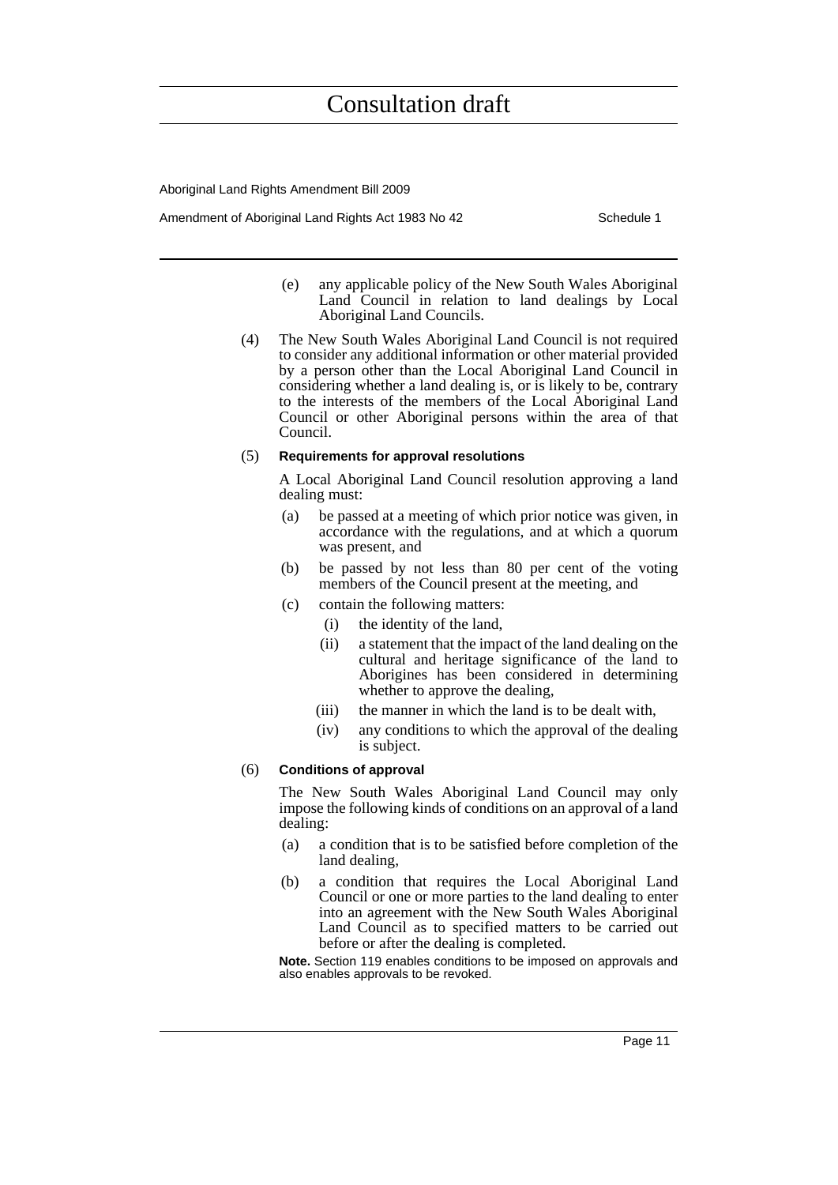(e) any applicable policy of the New South Wales Aboriginal Land Council in relation to land dealings by Local Aboriginal Land Councils.

(4) The New South Wales Aboriginal Land Council is not required to consider any additional information or other material provided by a person other than the Local Aboriginal Land Council in considering whether a land dealing is, or is likely to be, contrary to the interests of the members of the Local Aboriginal Land Council or other Aboriginal persons within the area of that Council.

(5) **Requirements for approval resolutions**

A Local Aboriginal Land Council resolution approving a land dealing must:

(a) be passed at a meeting of which prior notice was given, in accordance with the regulations, and at which a quorum was present, and

(b) be passed by not less than 80 per cent of the voting members of the Council present at the meeting, and

(c) contain the following matters:

(i) the identity of the land,

(ii) a statement that the impact of the land dealing on the cultural and heritage significance of the land to Aborigines has been considered in determining whether to approve the dealing,

(iii) the manner in which the land is to be dealt with,

(iv) any conditions to which the approval of the dealing is subject.

(6) **Conditions of approval**

The New South Wales Aboriginal Land Council may only impose the following kinds of conditions on an approval of a land dealing:

(a) a condition that is to be satisfied before completion of the land dealing,

(b) a condition that requires the Local Aboriginal Land Council or one or more parties to the land dealing to enter into an agreement with the New South Wales Aboriginal Land Council as to specified matters to be carried out before or after the dealing is completed.

**Note.** Section 119 enables conditions to be imposed on approvals and also enables approvals to be revoked.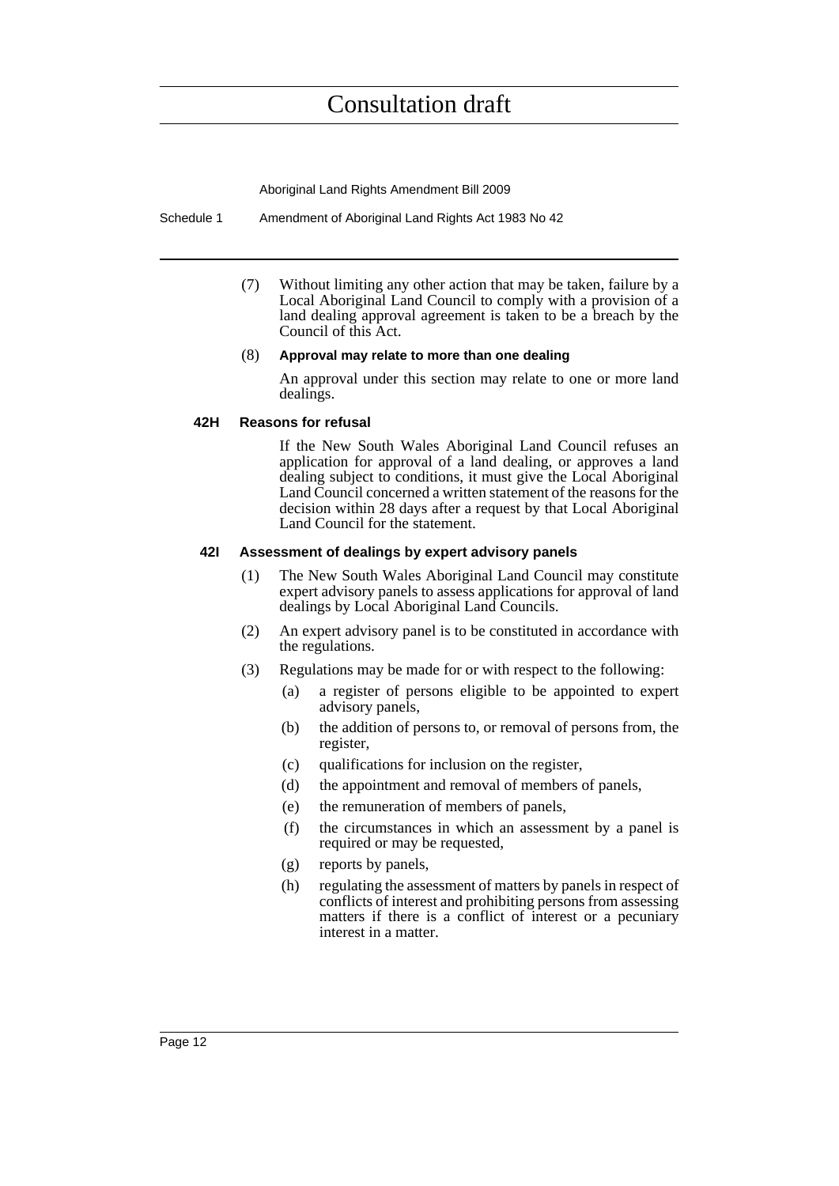(7) Without limiting any other action that may be taken, failure by a Local Aboriginal Land Council to comply with a provision of a land dealing approval agreement is taken to be a breach by the Council of this Act.

(8) **Approval may relate to more than one dealing**

An approval under this section may relate to one or more land dealings.

### 42H Reasons for refusal

If the New South Wales Aboriginal Land Council refuses an application for approval of a land dealing, or approves a land dealing subject to conditions, it must give the Local Aboriginal Land Council concerned a written statement of the reasons for the decision within 28 days after a request by that Local Aboriginal Land Council for the statement.

### 42I Assessment of dealings by expert advisory panels

(1) The New South Wales Aboriginal Land Council may constitute expert advisory panels to assess applications for approval of land dealings by Local Aboriginal Land Councils.

(2) An expert advisory panel is to be constituted in accordance with the regulations.

(3) Regulations may be made for or with respect to the following:

- (a) a register of persons eligible to be appointed to expert advisory panels,
- (b) the addition of persons to, or removal of persons from, the register,
- (c) qualifications for inclusion on the register,
- (d) the appointment and removal of members of panels,
- (e) the remuneration of members of panels,
- (f) the circumstances in which an assessment by a panel is required or may be requested,
- (g) reports by panels,
- (h) regulating the assessment of matters by panels in respect of conflicts of interest and prohibiting persons from assessing matters if there is a conflict of interest or a pecuniary interest in a matter.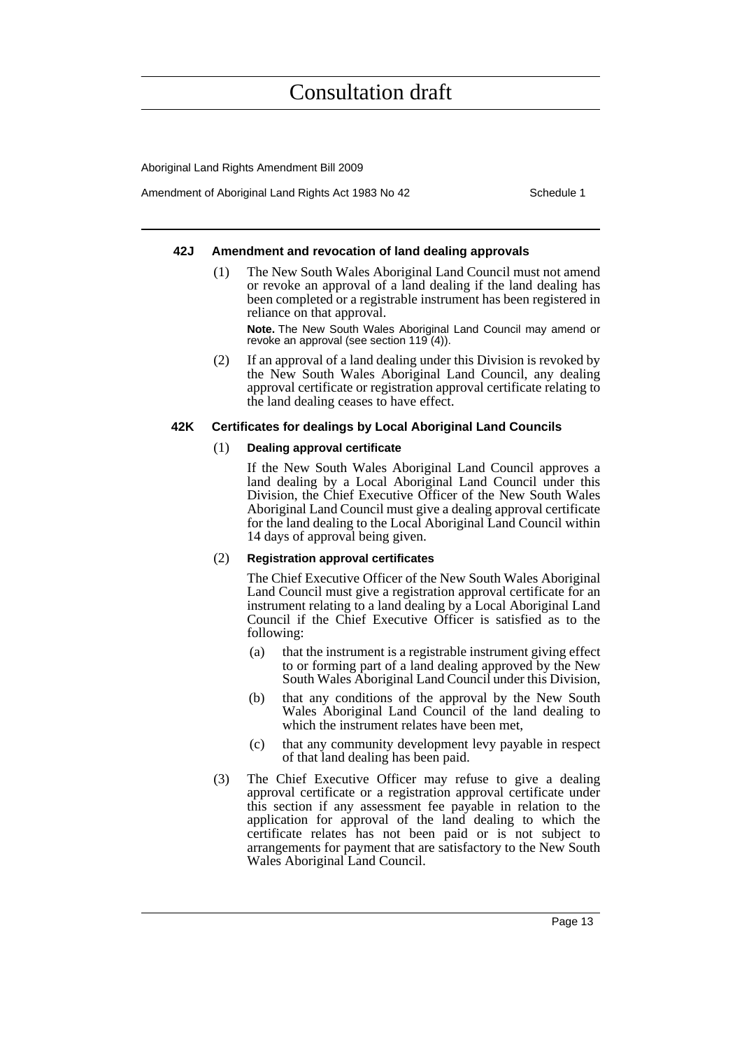#### 42J Amendment and revocation of land dealing approvals

(1) The New South Wales Aboriginal Land Council must not amend or revoke an approval of a land dealing if the land dealing has been completed or a registrable instrument has been registered in reliance on that approval.

**Note.** The New South Wales Aboriginal Land Council may amend or revoke an approval (see section 119 (4)).

(2) If an approval of a land dealing under this Division is revoked by the New South Wales Aboriginal Land Council, any dealing approval certificate or registration approval certificate relating to the land dealing ceases to have effect.

#### 42K Certificates for dealings by Local Aboriginal Land Councils

(1) **Dealing approval certificate**

If the New South Wales Aboriginal Land Council approves a land dealing by a Local Aboriginal Land Council under this Division, the Chief Executive Officer of the New South Wales Aboriginal Land Council must give a dealing approval certificate for the land dealing to the Local Aboriginal Land Council within 14 days of approval being given.

(2) **Registration approval certificates**

The Chief Executive Officer of the New South Wales Aboriginal Land Council must give a registration approval certificate for an instrument relating to a land dealing by a Local Aboriginal Land Council if the Chief Executive Officer is satisfied as to the following:

- (a) that the instrument is a registrable instrument giving effect to or forming part of a land dealing approved by the New South Wales Aboriginal Land Council under this Division,
- (b) that any conditions of the approval by the New South Wales Aboriginal Land Council of the land dealing to which the instrument relates have been met,
- (c) that any community development levy payable in respect of that land dealing has been paid.

(3) The Chief Executive Officer may refuse to give a dealing approval certificate or a registration approval certificate under this section if any assessment fee payable in relation to the application for approval of the land dealing to which the certificate relates has not been paid or is not subject to arrangements for payment that are satisfactory to the New South Wales Aboriginal Land Council.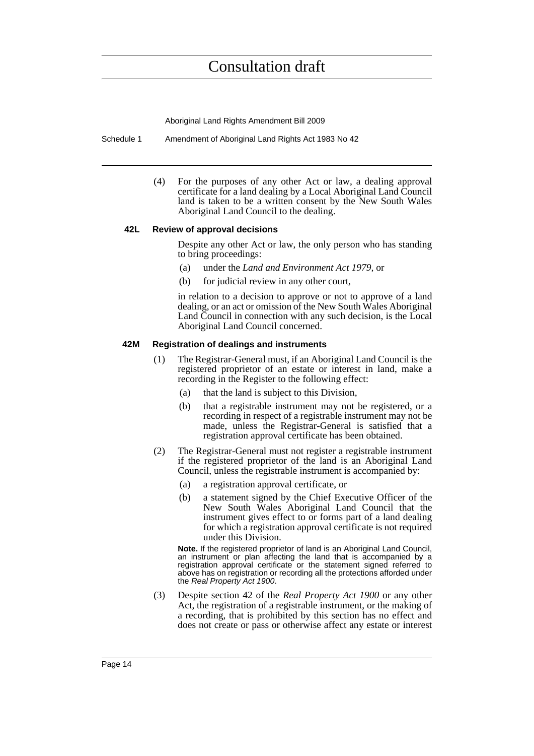(4) For the purposes of any other Act or law, a dealing approval certificate for a land dealing by a Local Aboriginal Land Council land is taken to be a written consent by the New South Wales Aboriginal Land Council to the dealing.

### 42L Review of approval decisions

Despite any other Act or law, the only person who has standing to bring proceedings:

(a) under the *Land and Environment Act 1979*, or

(b) for judicial review in any other court,

in relation to a decision to approve or not to approve of a land dealing, or an act or omission of the New South Wales Aboriginal Land Council in connection with any such decision, is the Local Aboriginal Land Council concerned.

### 42M Registration of dealings and instruments

(1) The Registrar-General must, if an Aboriginal Land Council is the registered proprietor of an estate or interest in land, make a recording in the Register to the following effect:

(a) that the land is subject to this Division,

(b) that a registrable instrument may not be registered, or a recording in respect of a registrable instrument may not be made, unless the Registrar-General is satisfied that a registration approval certificate has been obtained.

(2) The Registrar-General must not register a registrable instrument if the registered proprietor of the land is an Aboriginal Land Council, unless the registrable instrument is accompanied by:

(a) a registration approval certificate, or

(b) a statement signed by the Chief Executive Officer of the New South Wales Aboriginal Land Council that the instrument gives effect to or forms part of a land dealing for which a registration approval certificate is not required under this Division.

**Note.** If the registered proprietor of land is an Aboriginal Land Council, an instrument or plan affecting the land that is accompanied by a registration approval certificate or the statement signed referred to above has on registration or recording all the protections afforded under the *Real Property Act 1900*.

(3) Despite section 42 of the *Real Property Act 1900* or any other Act, the registration of a registrable instrument, or the making of a recording, that is prohibited by this section has no effect and does not create or pass or otherwise affect any estate or interest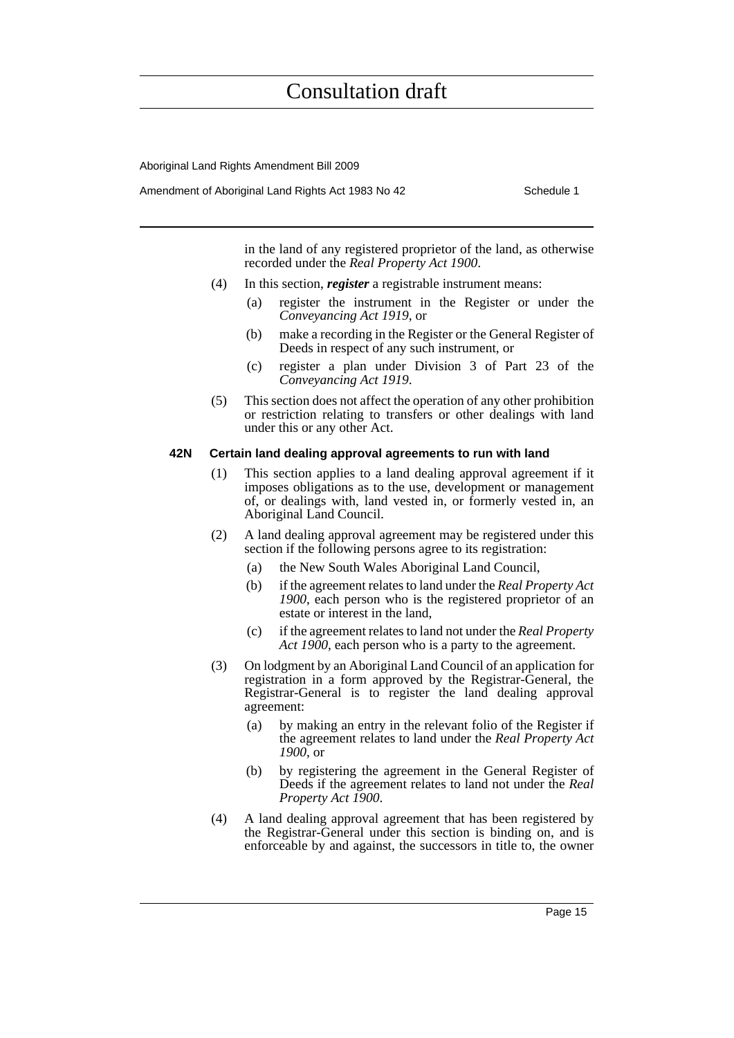in the land of any registered proprietor of the land, as otherwise recorded under the *Real Property Act 1900*.

(4) In this section, ***register*** a registrable instrument means:

(a) register the instrument in the Register or under the *Conveyancing Act 1919*, or

(b) make a recording in the Register or the General Register of Deeds in respect of any such instrument, or

(c) register a plan under Division 3 of Part 23 of the *Conveyancing Act 1919*.

(5) This section does not affect the operation of any other prohibition or restriction relating to transfers or other dealings with land under this or any other Act.

#### 42N Certain land dealing approval agreements to run with land

(1) This section applies to a land dealing approval agreement if it imposes obligations as to the use, development or management of, or dealings with, land vested in, or formerly vested in, an Aboriginal Land Council.

(2) A land dealing approval agreement may be registered under this section if the following persons agree to its registration:

(a) the New South Wales Aboriginal Land Council,

(b) if the agreement relates to land under the *Real Property Act 1900*, each person who is the registered proprietor of an estate or interest in the land,

(c) if the agreement relates to land not under the *Real Property Act 1900*, each person who is a party to the agreement.

(3) On lodgment by an Aboriginal Land Council of an application for registration in a form approved by the Registrar-General, the Registrar-General is to register the land dealing approval agreement:

(a) by making an entry in the relevant folio of the Register if the agreement relates to land under the *Real Property Act 1900*, or

(b) by registering the agreement in the General Register of Deeds if the agreement relates to land not under the *Real Property Act 1900*.

(4) A land dealing approval agreement that has been registered by the Registrar-General under this section is binding on, and is enforceable by and against, the successors in title to, the owner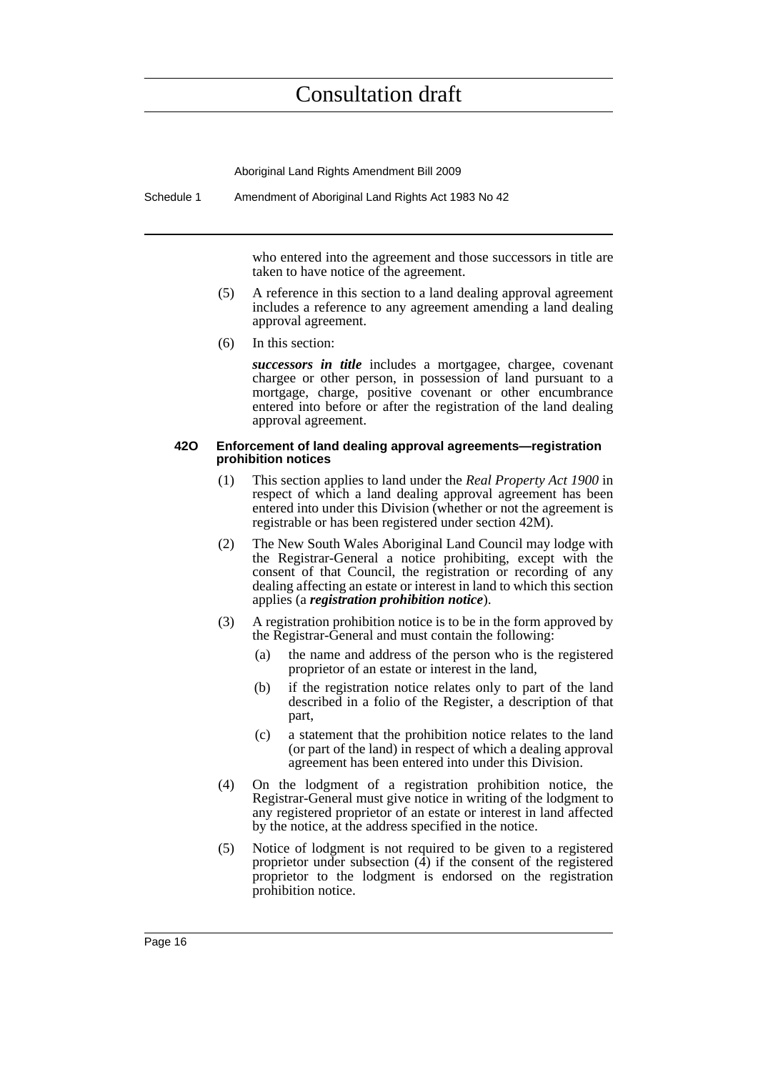who entered into the agreement and those successors in title are taken to have notice of the agreement.

(5) A reference in this section to a land dealing approval agreement includes a reference to any agreement amending a land dealing approval agreement.

(6) In this section:

***successors in title*** includes a mortgagee, chargee, covenant chargee or other person, in possession of land pursuant to a mortgage, charge, positive covenant or other encumbrance entered into before or after the registration of the land dealing approval agreement.

#### 42O Enforcement of land dealing approval agreements—registration prohibition notices

(1) This section applies to land under the *Real Property Act 1900* in respect of which a land dealing approval agreement has been entered into under this Division (whether or not the agreement is registrable or has been registered under section 42M).

(2) The New South Wales Aboriginal Land Council may lodge with the Registrar-General a notice prohibiting, except with the consent of that Council, the registration or recording of any dealing affecting an estate or interest in land to which this section applies (a ***registration prohibition notice***).

(3) A registration prohibition notice is to be in the form approved by the Registrar-General and must contain the following:

- (a) the name and address of the person who is the registered proprietor of an estate or interest in the land,
- (b) if the registration notice relates only to part of the land described in a folio of the Register, a description of that part,
- (c) a statement that the prohibition notice relates to the land (or part of the land) in respect of which a dealing approval agreement has been entered into under this Division.

(4) On the lodgment of a registration prohibition notice, the Registrar-General must give notice in writing of the lodgment to any registered proprietor of an estate or interest in land affected by the notice, at the address specified in the notice.

(5) Notice of lodgment is not required to be given to a registered proprietor under subsection (4) if the consent of the registered proprietor to the lodgment is endorsed on the registration prohibition notice.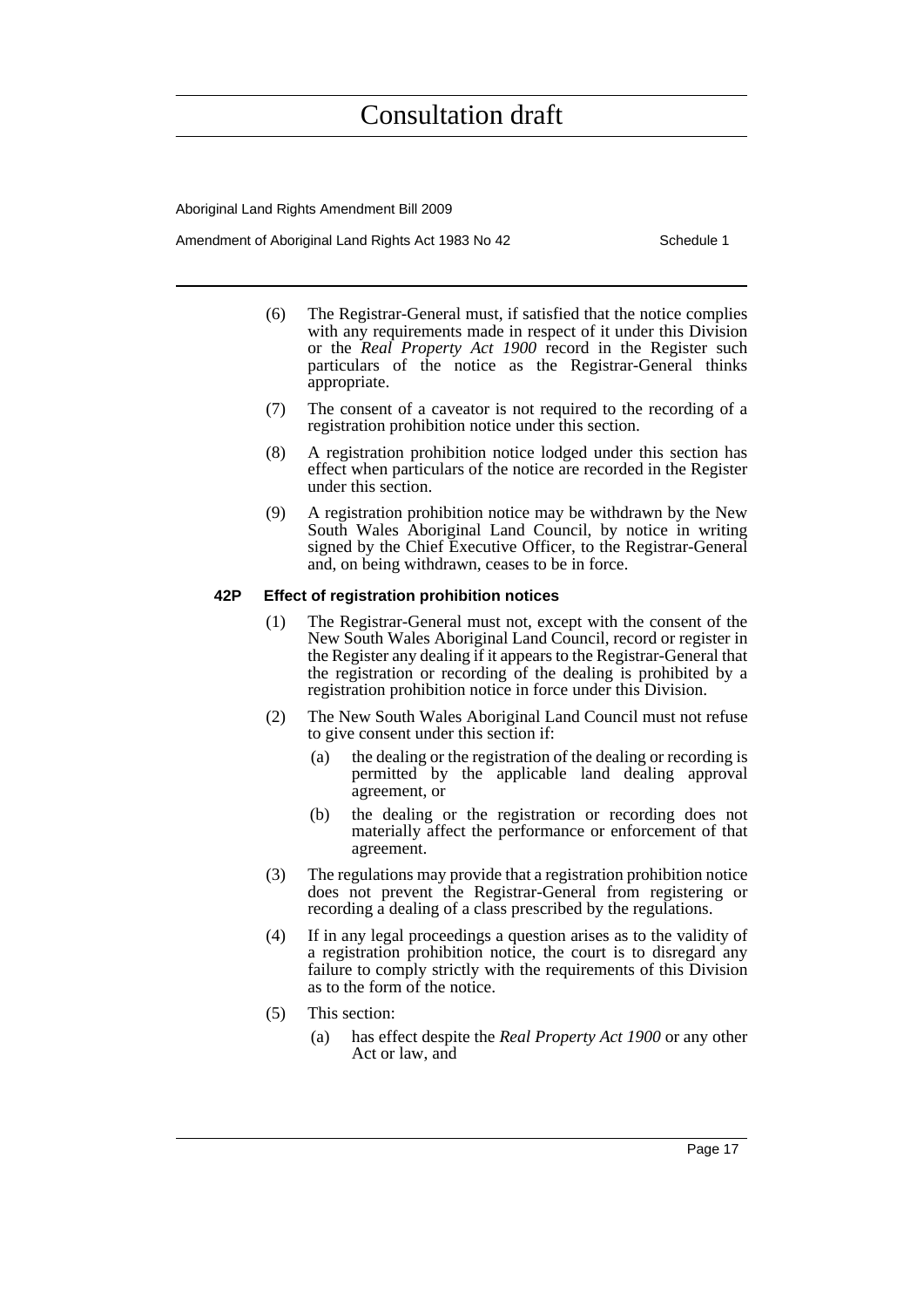(6) The Registrar-General must, if satisfied that the notice complies with any requirements made in respect of it under this Division or the *Real Property Act 1900* record in the Register such particulars of the notice as the Registrar-General thinks appropriate.

(7) The consent of a caveator is not required to the recording of a registration prohibition notice under this section.

(8) A registration prohibition notice lodged under this section has effect when particulars of the notice are recorded in the Register under this section.

(9) A registration prohibition notice may be withdrawn by the New South Wales Aboriginal Land Council, by notice in writing signed by the Chief Executive Officer, to the Registrar-General and, on being withdrawn, ceases to be in force.

#### 42P Effect of registration prohibition notices

(1) The Registrar-General must not, except with the consent of the New South Wales Aboriginal Land Council, record or register in the Register any dealing if it appears to the Registrar-General that the registration or recording of the dealing is prohibited by a registration prohibition notice in force under this Division.

(2) The New South Wales Aboriginal Land Council must not refuse to give consent under this section if:

(a) the dealing or the registration of the dealing or recording is permitted by the applicable land dealing approval agreement, or

(b) the dealing or the registration or recording does not materially affect the performance or enforcement of that agreement.

(3) The regulations may provide that a registration prohibition notice does not prevent the Registrar-General from registering or recording a dealing of a class prescribed by the regulations.

(4) If in any legal proceedings a question arises as to the validity of a registration prohibition notice, the court is to disregard any failure to comply strictly with the requirements of this Division as to the form of the notice.

(5) This section:

(a) has effect despite the *Real Property Act 1900* or any other Act or law, and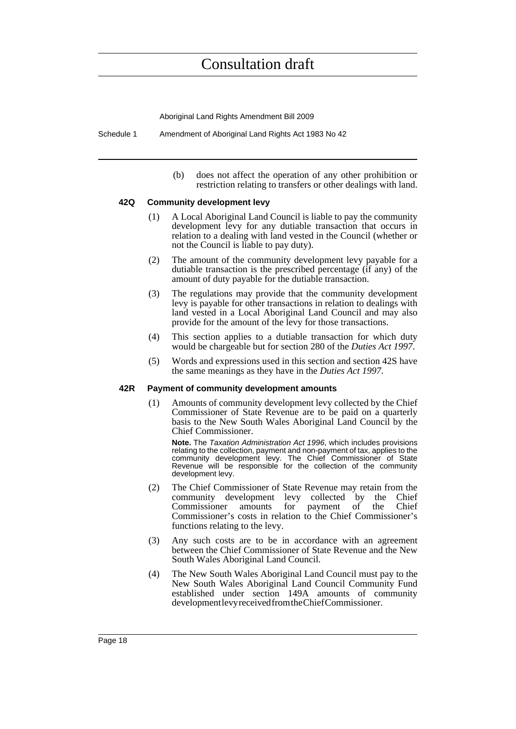(b) does not affect the operation of any other prohibition or restriction relating to transfers or other dealings with land.

### 42Q Community development levy

(1) A Local Aboriginal Land Council is liable to pay the community development levy for any dutiable transaction that occurs in relation to a dealing with land vested in the Council (whether or not the Council is liable to pay duty).

(2) The amount of the community development levy payable for a dutiable transaction is the prescribed percentage (if any) of the amount of duty payable for the dutiable transaction.

(3) The regulations may provide that the community development levy is payable for other transactions in relation to dealings with land vested in a Local Aboriginal Land Council and may also provide for the amount of the levy for those transactions.

(4) This section applies to a dutiable transaction for which duty would be chargeable but for section 280 of the *Duties Act 1997*.

(5) Words and expressions used in this section and section 42S have the same meanings as they have in the *Duties Act 1997*.

### 42R Payment of community development amounts

(1) Amounts of community development levy collected by the Chief Commissioner of State Revenue are to be paid on a quarterly basis to the New South Wales Aboriginal Land Council by the Chief Commissioner.

**Note.** The *Taxation Administration Act 1996*, which includes provisions relating to the collection, payment and non-payment of tax, applies to the community development levy. The Chief Commissioner of State Revenue will be responsible for the collection of the community development levy.

(2) The Chief Commissioner of State Revenue may retain from the community development levy collected by the Chief Commissioner amounts for payment of the Chief Commissioner's costs in relation to the Chief Commissioner's functions relating to the levy.

(3) Any such costs are to be in accordance with an agreement between the Chief Commissioner of State Revenue and the New South Wales Aboriginal Land Council.

(4) The New South Wales Aboriginal Land Council must pay to the New South Wales Aboriginal Land Council Community Fund established under section 149A amounts of community development levy received from the Chief Commissioner.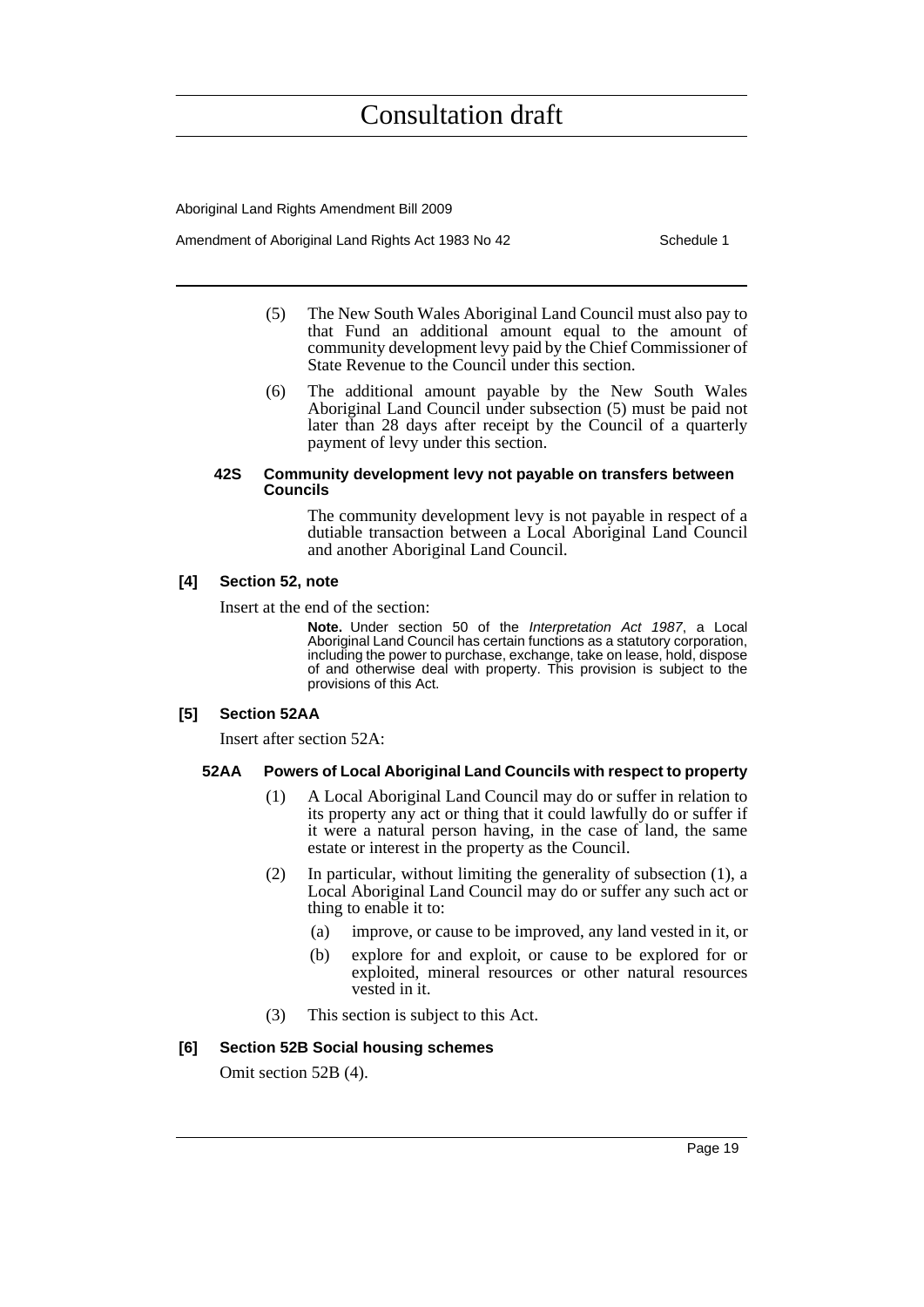(5) The New South Wales Aboriginal Land Council must also pay to that Fund an additional amount equal to the amount of community development levy paid by the Chief Commissioner of State Revenue to the Council under this section.

(6) The additional amount payable by the New South Wales Aboriginal Land Council under subsection (5) must be paid not later than 28 days after receipt by the Council of a quarterly payment of levy under this section.

#### 42S Community development levy not payable on transfers between Councils

The community development levy is not payable in respect of a dutiable transaction between a Local Aboriginal Land Council and another Aboriginal Land Council.

### [4] Section 52, note

Insert at the end of the section:

**Note.** Under section 50 of the *Interpretation Act 1987*, a Local Aboriginal Land Council has certain functions as a statutory corporation, including the power to purchase, exchange, take on lease, hold, dispose of and otherwise deal with property. This provision is subject to the provisions of this Act.

### [5] Section 52AA

Insert after section 52A:

#### 52AA Powers of Local Aboriginal Land Councils with respect to property

(1) A Local Aboriginal Land Council may do or suffer in relation to its property any act or thing that it could lawfully do or suffer if it were a natural person having, in the case of land, the same estate or interest in the property as the Council.

(2) In particular, without limiting the generality of subsection (1), a Local Aboriginal Land Council may do or suffer any such act or thing to enable it to:

(a) improve, or cause to be improved, any land vested in it, or

(b) explore for and exploit, or cause to be explored for or exploited, mineral resources or other natural resources vested in it.

(3) This section is subject to this Act.

### [6] Section 52B Social housing schemes

Omit section 52B (4).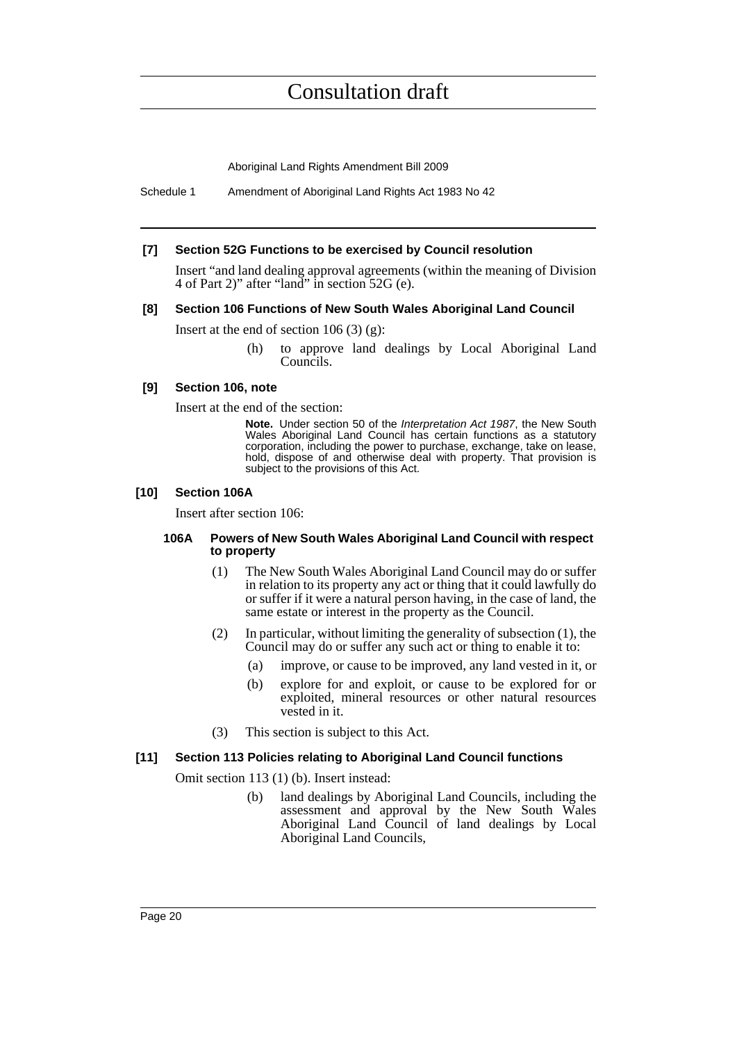### [7] Section 52G Functions to be exercised by Council resolution

Insert "and land dealing approval agreements (within the meaning of Division 4 of Part 2)" after "land" in section 52G (e).

### [8] Section 106 Functions of New South Wales Aboriginal Land Council

Insert at the end of section 106 (3) (g):

> (h) to approve land dealings by Local Aboriginal Land Councils.

### [9] Section 106, note

Insert at the end of the section:

> **Note.** Under section 50 of the *Interpretation Act 1987*, the New South Wales Aboriginal Land Council has certain functions as a statutory corporation, including the power to purchase, exchange, take on lease, hold, dispose of and otherwise deal with property. That provision is subject to the provisions of this Act.

### [10] Section 106A

Insert after section 106:

#### 106A Powers of New South Wales Aboriginal Land Council with respect to property

(1) The New South Wales Aboriginal Land Council may do or suffer in relation to its property any act or thing that it could lawfully do or suffer if it were a natural person having, in the case of land, the same estate or interest in the property as the Council.

(2) In particular, without limiting the generality of subsection (1), the Council may do or suffer any such act or thing to enable it to:

- (a) improve, or cause to be improved, any land vested in it, or
- (b) explore for and exploit, or cause to be explored for or exploited, mineral resources or other natural resources vested in it.

(3) This section is subject to this Act.

### [11] Section 113 Policies relating to Aboriginal Land Council functions

Omit section 113 (1) (b). Insert instead:

> (b) land dealings by Aboriginal Land Councils, including the assessment and approval by the New South Wales Aboriginal Land Council of land dealings by Local Aboriginal Land Councils,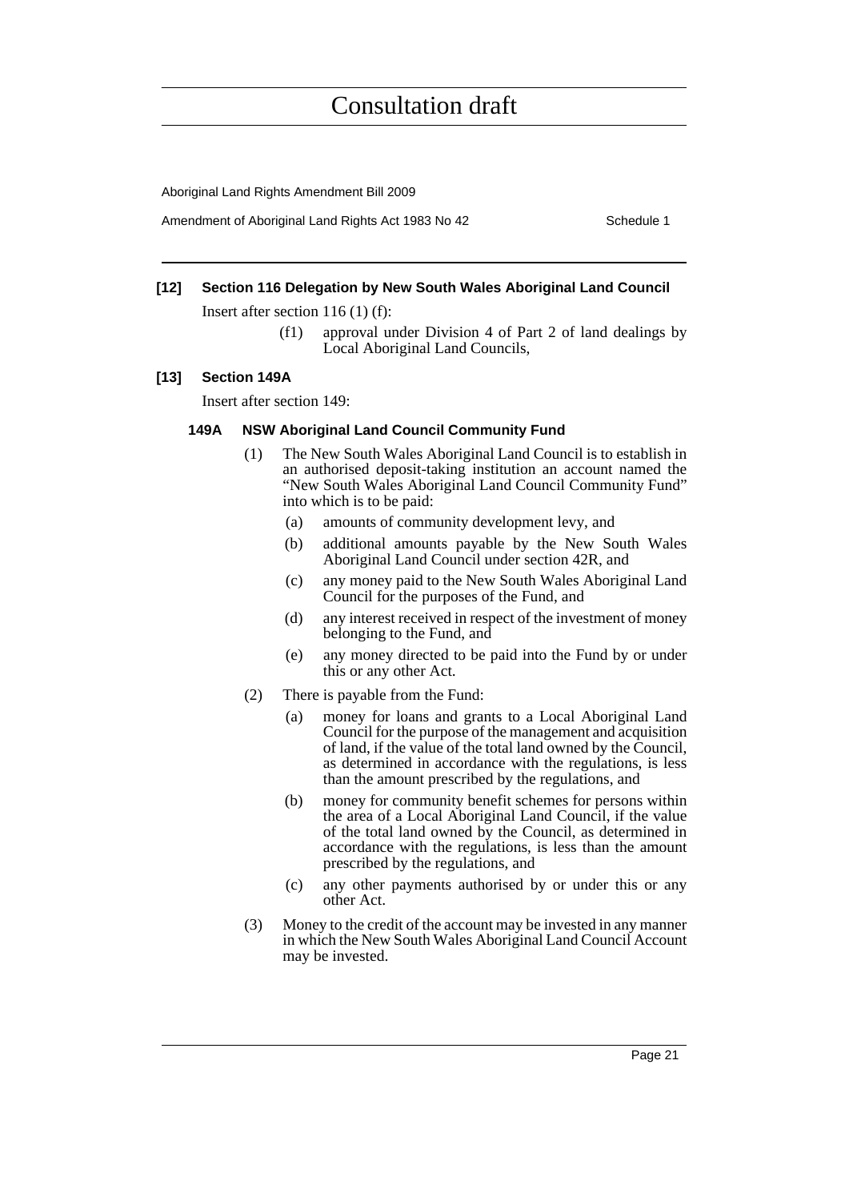### [12] Section 116 Delegation by New South Wales Aboriginal Land Council

Insert after section 116 (1) (f):

> (f1) approval under Division 4 of Part 2 of land dealings by Local Aboriginal Land Councils,

### [13] Section 149A

Insert after section 149:

#### 149A NSW Aboriginal Land Council Community Fund

(1) The New South Wales Aboriginal Land Council is to establish in an authorised deposit-taking institution an account named the "New South Wales Aboriginal Land Council Community Fund" into which is to be paid:

- (a) amounts of community development levy, and
- (b) additional amounts payable by the New South Wales Aboriginal Land Council under section 42R, and
- (c) any money paid to the New South Wales Aboriginal Land Council for the purposes of the Fund, and
- (d) any interest received in respect of the investment of money belonging to the Fund, and
- (e) any money directed to be paid into the Fund by or under this or any other Act.

(2) There is payable from the Fund:

- (a) money for loans and grants to a Local Aboriginal Land Council for the purpose of the management and acquisition of land, if the value of the total land owned by the Council, as determined in accordance with the regulations, is less than the amount prescribed by the regulations, and
- (b) money for community benefit schemes for persons within the area of a Local Aboriginal Land Council, if the value of the total land owned by the Council, as determined in accordance with the regulations, is less than the amount prescribed by the regulations, and
- (c) any other payments authorised by or under this or any other Act.

(3) Money to the credit of the account may be invested in any manner in which the New South Wales Aboriginal Land Council Account may be invested.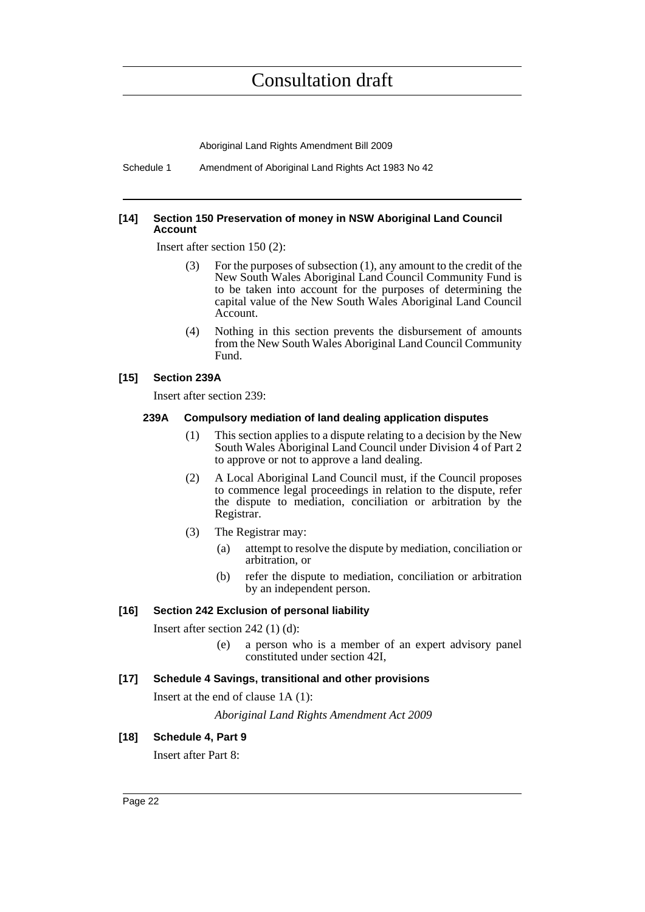**[14] Section 150 Preservation of money in NSW Aboriginal Land Council Account**

Insert after section 150 (2):

(3) For the purposes of subsection (1), any amount to the credit of the New South Wales Aboriginal Land Council Community Fund is to be taken into account for the purposes of determining the capital value of the New South Wales Aboriginal Land Council Account.

(4) Nothing in this section prevents the disbursement of amounts from the New South Wales Aboriginal Land Council Community Fund.

**[15] Section 239A**

Insert after section 239:

**239A Compulsory mediation of land dealing application disputes**

(1) This section applies to a dispute relating to a decision by the New South Wales Aboriginal Land Council under Division 4 of Part 2 to approve or not to approve a land dealing.

(2) A Local Aboriginal Land Council must, if the Council proposes to commence legal proceedings in relation to the dispute, refer the dispute to mediation, conciliation or arbitration by the Registrar.

(3) The Registrar may:

(a) attempt to resolve the dispute by mediation, conciliation or arbitration, or

(b) refer the dispute to mediation, conciliation or arbitration by an independent person.

**[16] Section 242 Exclusion of personal liability**

Insert after section 242 (1) (d):

(e) a person who is a member of an expert advisory panel constituted under section 42I,

**[17] Schedule 4 Savings, transitional and other provisions**

Insert at the end of clause 1A (1):

*Aboriginal Land Rights Amendment Act 2009*

**[18] Schedule 4, Part 9**

Insert after Part 8: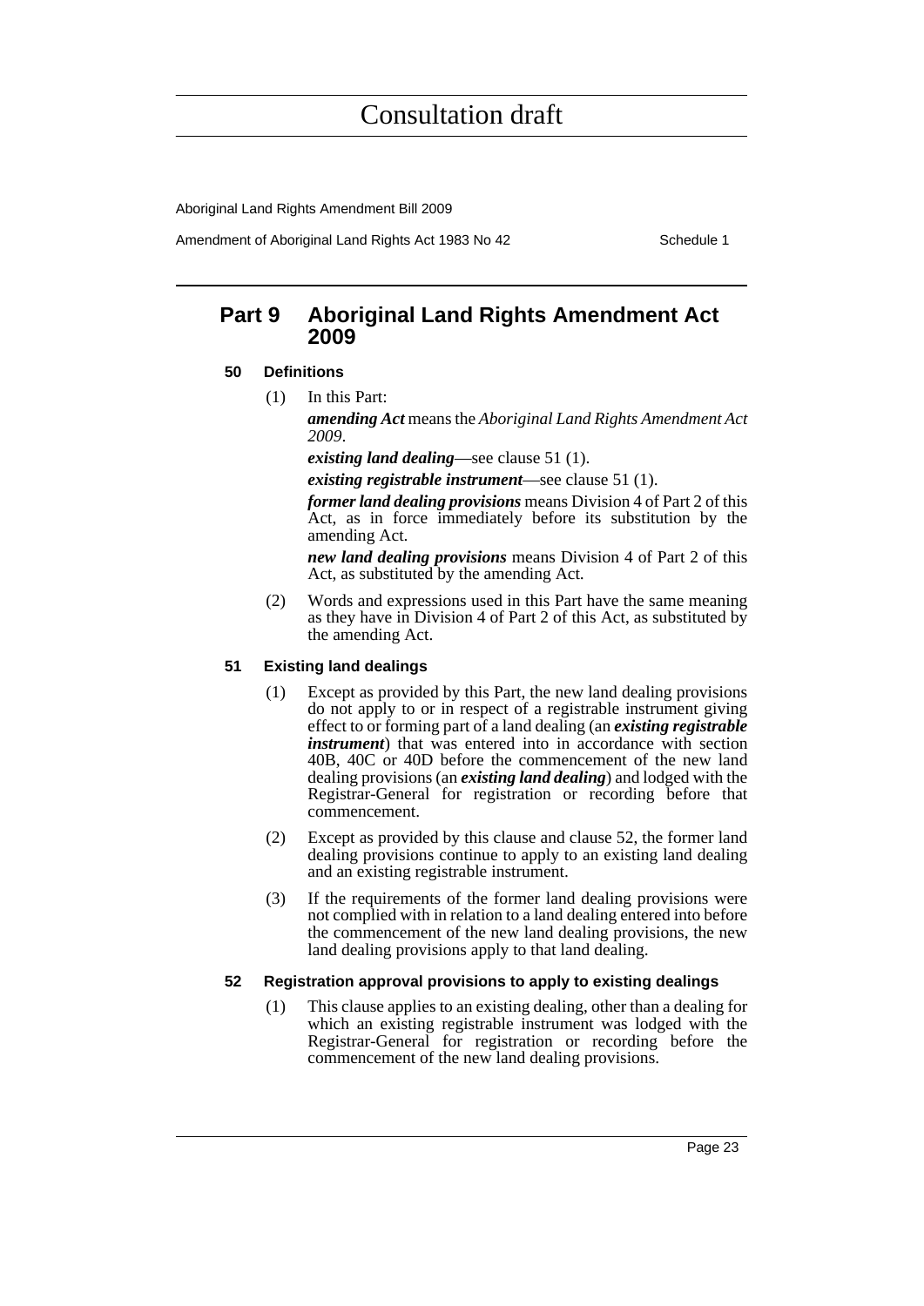## Part 9 Aboriginal Land Rights Amendment Act 2009

### 50 Definitions

(1) In this Part:

***amending Act*** means the *Aboriginal Land Rights Amendment Act 2009*.

***existing land dealing***—see clause 51 (1).

***existing registrable instrument***—see clause 51 (1).

***former land dealing provisions*** means Division 4 of Part 2 of this Act, as in force immediately before its substitution by the amending Act.

***new land dealing provisions*** means Division 4 of Part 2 of this Act, as substituted by the amending Act.

(2) Words and expressions used in this Part have the same meaning as they have in Division 4 of Part 2 of this Act, as substituted by the amending Act.

### 51 Existing land dealings

(1) Except as provided by this Part, the new land dealing provisions do not apply to or in respect of a registrable instrument giving effect to or forming part of a land dealing (an ***existing registrable instrument***) that was entered into in accordance with section 40B, 40C or 40D before the commencement of the new land dealing provisions (an ***existing land dealing***) and lodged with the Registrar-General for registration or recording before that commencement.

(2) Except as provided by this clause and clause 52, the former land dealing provisions continue to apply to an existing land dealing and an existing registrable instrument.

(3) If the requirements of the former land dealing provisions were not complied with in relation to a land dealing entered into before the commencement of the new land dealing provisions, the new land dealing provisions apply to that land dealing.

### 52 Registration approval provisions to apply to existing dealings

(1) This clause applies to an existing dealing, other than a dealing for which an existing registrable instrument was lodged with the Registrar-General for registration or recording before the commencement of the new land dealing provisions.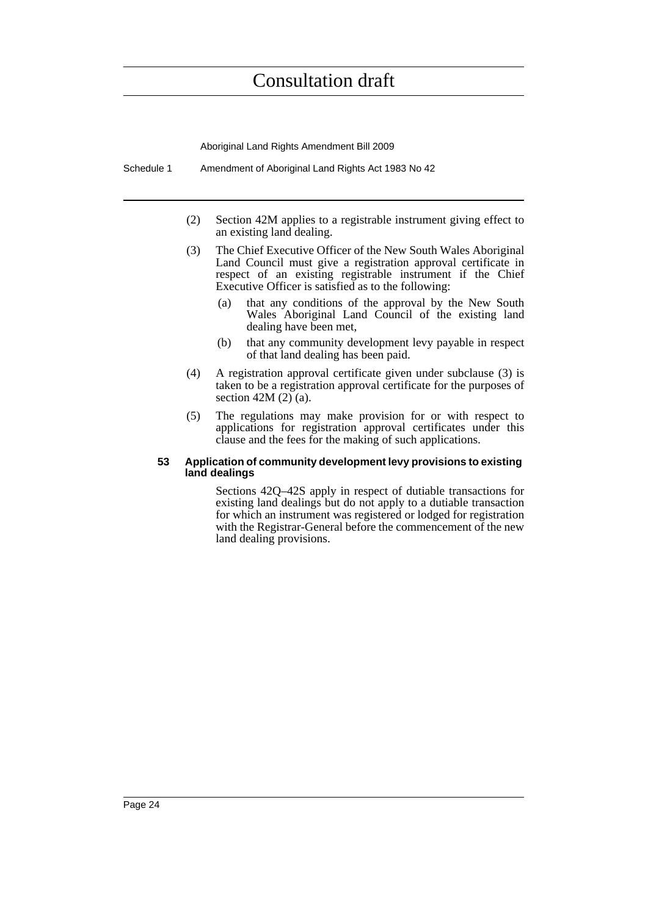(2) Section 42M applies to a registrable instrument giving effect to an existing land dealing.

(3) The Chief Executive Officer of the New South Wales Aboriginal Land Council must give a registration approval certificate in respect of an existing registrable instrument if the Chief Executive Officer is satisfied as to the following:

- (a) that any conditions of the approval by the New South Wales Aboriginal Land Council of the existing land dealing have been met,
- (b) that any community development levy payable in respect of that land dealing has been paid.

(4) A registration approval certificate given under subclause (3) is taken to be a registration approval certificate for the purposes of section 42M (2) (a).

(5) The regulations may make provision for or with respect to applications for registration approval certificates under this clause and the fees for the making of such applications.

#### 53 Application of community development levy provisions to existing land dealings

Sections 42Q–42S apply in respect of dutiable transactions for existing land dealings but do not apply to a dutiable transaction for which an instrument was registered or lodged for registration with the Registrar-General before the commencement of the new land dealing provisions.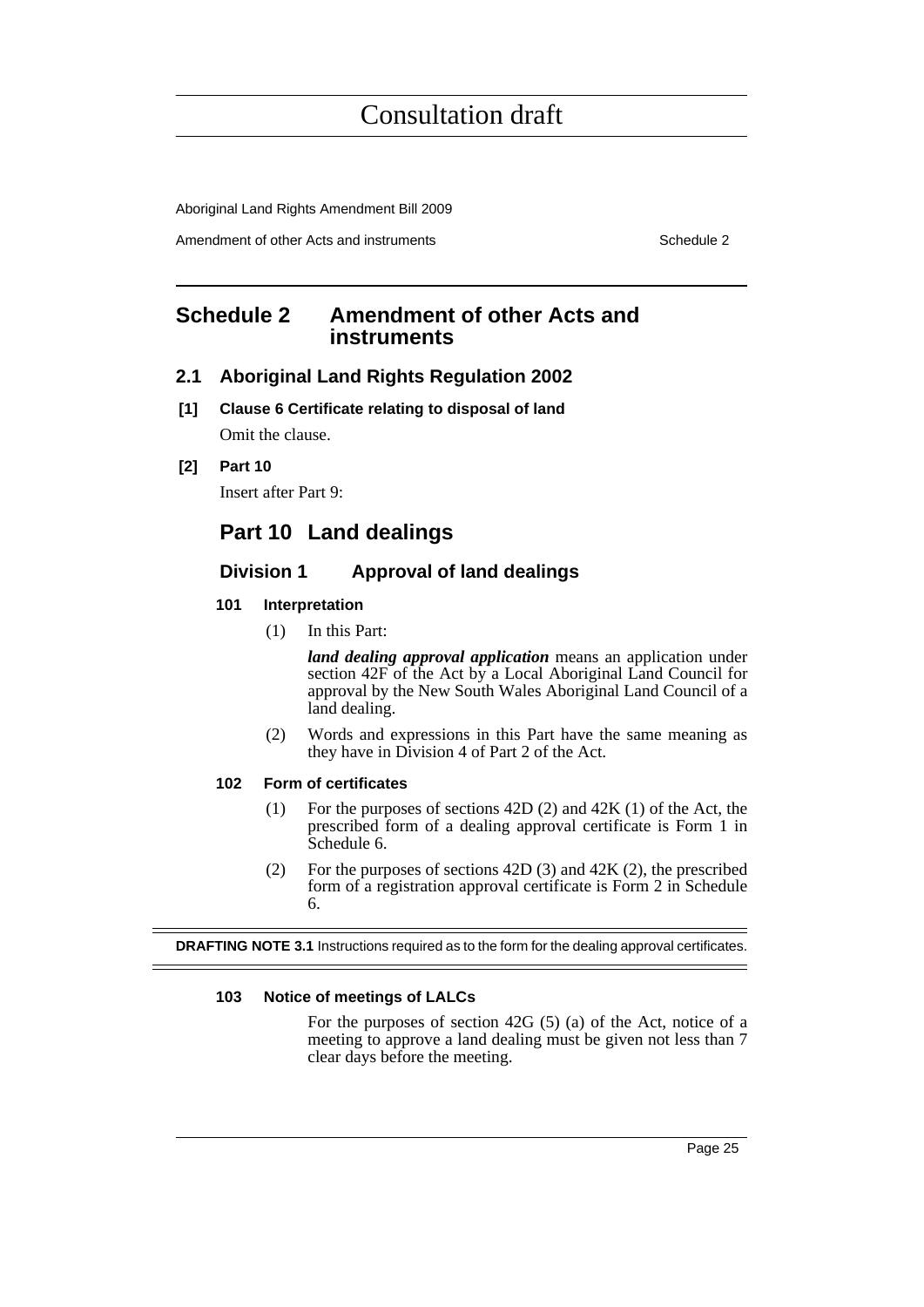# Consultation draft

## Schedule 2 Amendment of other Acts and instruments

### 2.1 Aboriginal Land Rights Regulation 2002

**[1] Clause 6 Certificate relating to disposal of land**

Omit the clause.

**[2] Part 10**

Insert after Part 9:

## Part 10 Land dealings

### Division 1 Approval of land dealings

#### 101 Interpretation

(1) In this Part:

***land dealing approval application*** means an application under section 42F of the Act by a Local Aboriginal Land Council for approval by the New South Wales Aboriginal Land Council of a land dealing.

(2) Words and expressions in this Part have the same meaning as they have in Division 4 of Part 2 of the Act.

#### 102 Form of certificates

(1) For the purposes of sections 42D (2) and 42K (1) of the Act, the prescribed form of a dealing approval certificate is Form 1 in Schedule 6.

(2) For the purposes of sections 42D (3) and 42K (2), the prescribed form of a registration approval certificate is Form 2 in Schedule 6.

**DRAFTING NOTE 3.1** Instructions required as to the form for the dealing approval certificates.

#### 103 Notice of meetings of LALCs

For the purposes of section 42G (5) (a) of the Act, notice of a meeting to approve a land dealing must be given not less than 7 clear days before the meeting.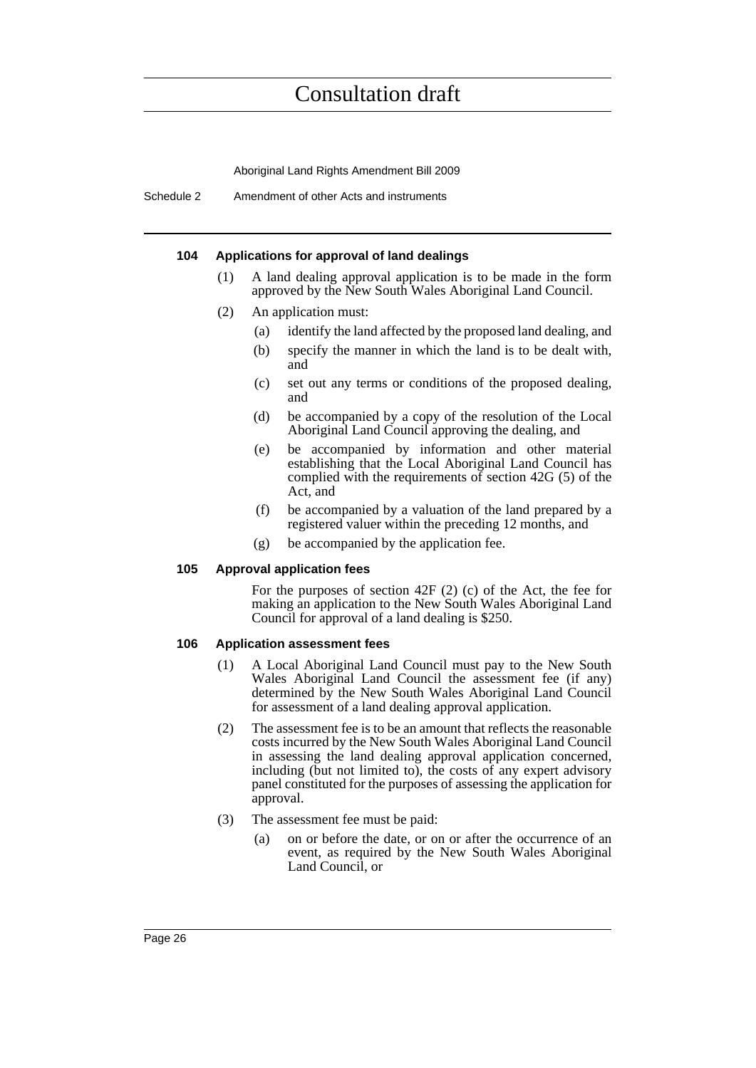#### 104 Applications for approval of land dealings

(1) A land dealing approval application is to be made in the form approved by the New South Wales Aboriginal Land Council.

(2) An application must:

- (a) identify the land affected by the proposed land dealing, and
- (b) specify the manner in which the land is to be dealt with, and
- (c) set out any terms or conditions of the proposed dealing, and
- (d) be accompanied by a copy of the resolution of the Local Aboriginal Land Council approving the dealing, and
- (e) be accompanied by information and other material establishing that the Local Aboriginal Land Council has complied with the requirements of section 42G (5) of the Act, and
- (f) be accompanied by a valuation of the land prepared by a registered valuer within the preceding 12 months, and
- (g) be accompanied by the application fee.

#### 105 Approval application fees

For the purposes of section 42F (2) (c) of the Act, the fee for making an application to the New South Wales Aboriginal Land Council for approval of a land dealing is $250.

#### 106 Application assessment fees

(1) A Local Aboriginal Land Council must pay to the New South Wales Aboriginal Land Council the assessment fee (if any) determined by the New South Wales Aboriginal Land Council for assessment of a land dealing approval application.

(2) The assessment fee is to be an amount that reflects the reasonable costs incurred by the New South Wales Aboriginal Land Council in assessing the land dealing approval application concerned, including (but not limited to), the costs of any expert advisory panel constituted for the purposes of assessing the application for approval.

(3) The assessment fee must be paid:

- (a) on or before the date, or on or after the occurrence of an event, as required by the New South Wales Aboriginal Land Council, or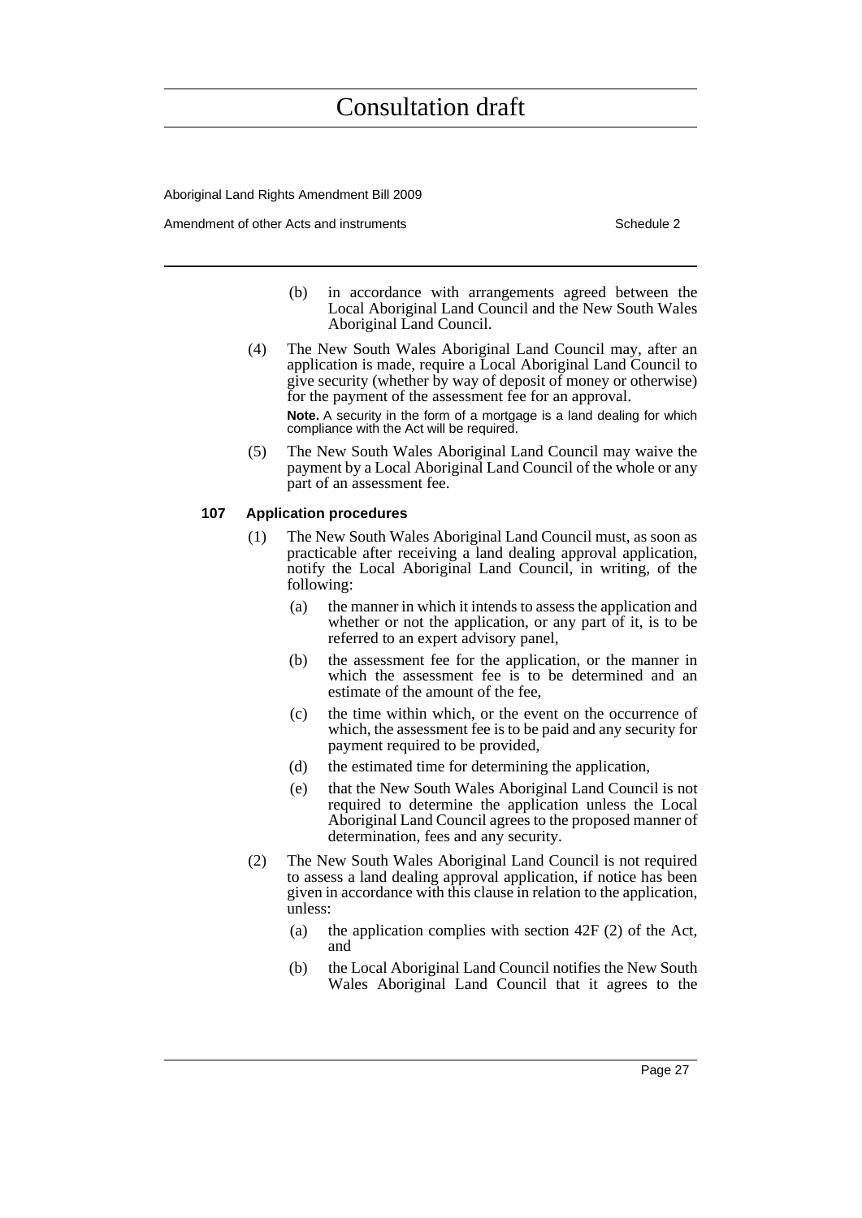(b) in accordance with arrangements agreed between the Local Aboriginal Land Council and the New South Wales Aboriginal Land Council.

(4) The New South Wales Aboriginal Land Council may, after an application is made, require a Local Aboriginal Land Council to give security (whether by way of deposit of money or otherwise) for the payment of the assessment fee for an approval.

**Note.** A security in the form of a mortgage is a land dealing for which compliance with the Act will be required.

(5) The New South Wales Aboriginal Land Council may waive the payment by a Local Aboriginal Land Council of the whole or any part of an assessment fee.

#### 107 Application procedures

(1) The New South Wales Aboriginal Land Council must, as soon as practicable after receiving a land dealing approval application, notify the Local Aboriginal Land Council, in writing, of the following:

(a) the manner in which it intends to assess the application and whether or not the application, or any part of it, is to be referred to an expert advisory panel,

(b) the assessment fee for the application, or the manner in which the assessment fee is to be determined and an estimate of the amount of the fee,

(c) the time within which, or the event on the occurrence of which, the assessment fee is to be paid and any security for payment required to be provided,

(d) the estimated time for determining the application,

(e) that the New South Wales Aboriginal Land Council is not required to determine the application unless the Local Aboriginal Land Council agrees to the proposed manner of determination, fees and any security.

(2) The New South Wales Aboriginal Land Council is not required to assess a land dealing approval application, if notice has been given in accordance with this clause in relation to the application, unless:

(a) the application complies with section 42F (2) of the Act, and

(b) the Local Aboriginal Land Council notifies the New South Wales Aboriginal Land Council that it agrees to the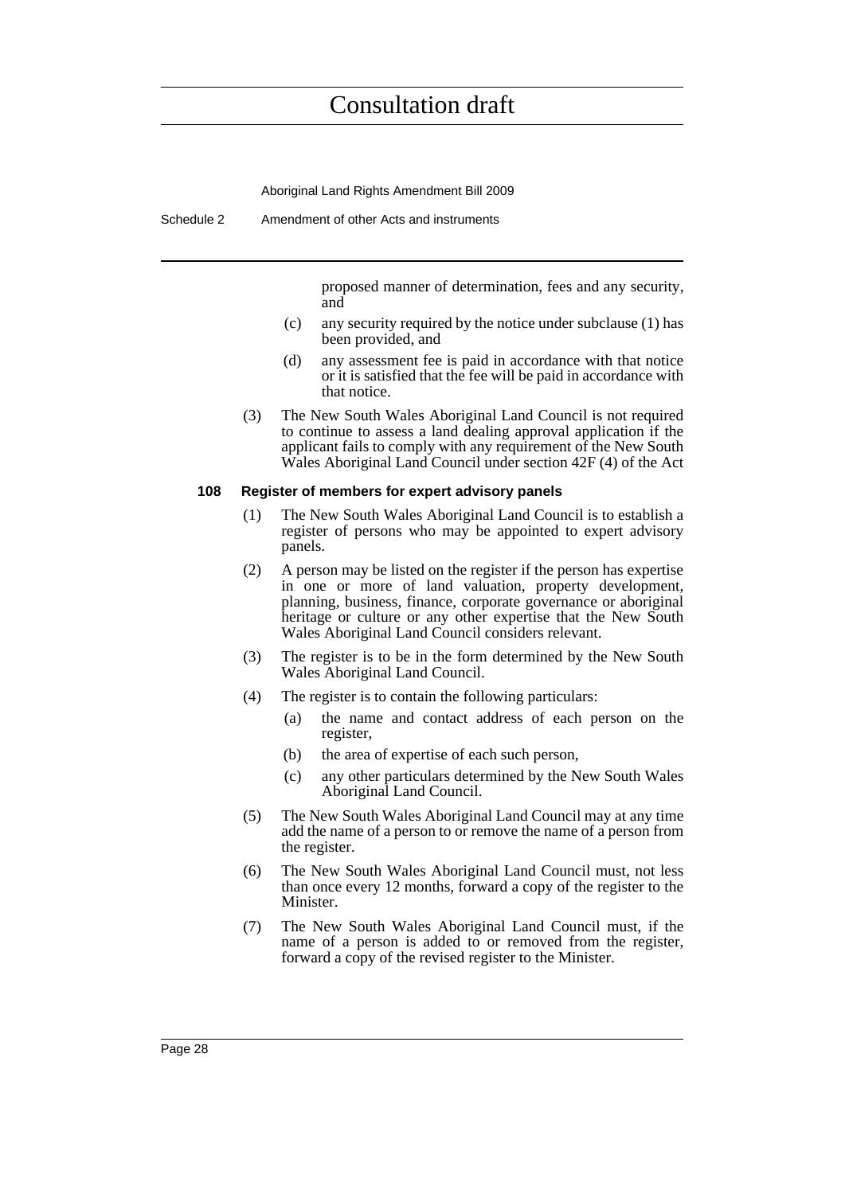proposed manner of determination, fees and any security, and

(c) any security required by the notice under subclause (1) has been provided, and

(d) any assessment fee is paid in accordance with that notice or it is satisfied that the fee will be paid in accordance with that notice.

(3) The New South Wales Aboriginal Land Council is not required to continue to assess a land dealing approval application if the applicant fails to comply with any requirement of the New South Wales Aboriginal Land Council under section 42F (4) of the Act

**108 Register of members for expert advisory panels**

(1) The New South Wales Aboriginal Land Council is to establish a register of persons who may be appointed to expert advisory panels.

(2) A person may be listed on the register if the person has expertise in one or more of land valuation, property development, planning, business, finance, corporate governance or aboriginal heritage or culture or any other expertise that the New South Wales Aboriginal Land Council considers relevant.

(3) The register is to be in the form determined by the New South Wales Aboriginal Land Council.

(4) The register is to contain the following particulars:

(a) the name and contact address of each person on the register,

(b) the area of expertise of each such person,

(c) any other particulars determined by the New South Wales Aboriginal Land Council.

(5) The New South Wales Aboriginal Land Council may at any time add the name of a person to or remove the name of a person from the register.

(6) The New South Wales Aboriginal Land Council must, not less than once every 12 months, forward a copy of the register to the Minister.

(7) The New South Wales Aboriginal Land Council must, if the name of a person is added to or removed from the register, forward a copy of the revised register to the Minister.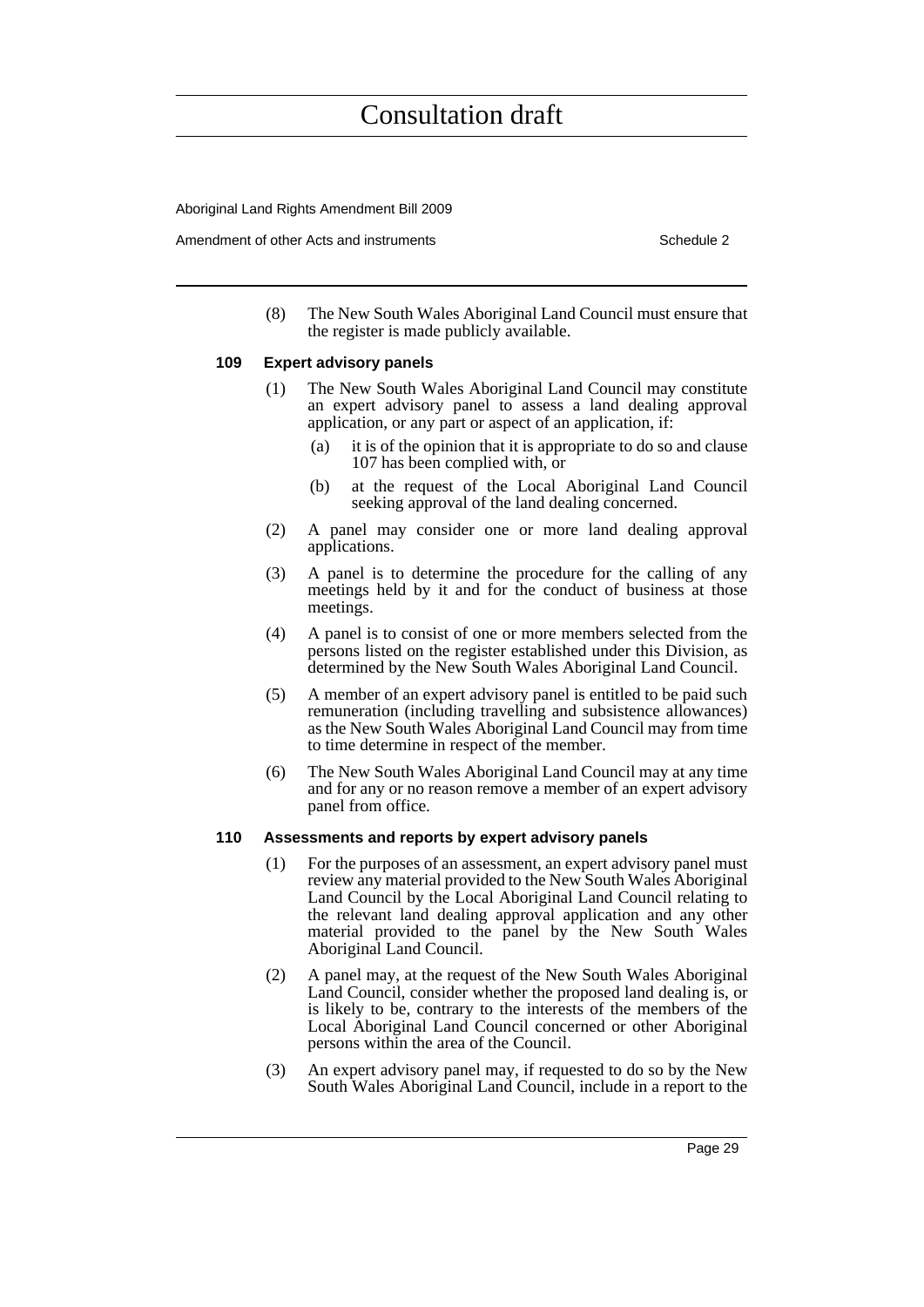(8) The New South Wales Aboriginal Land Council must ensure that the register is made publicly available.

### 109 Expert advisory panels

(1) The New South Wales Aboriginal Land Council may constitute an expert advisory panel to assess a land dealing approval application, or any part or aspect of an application, if:

  (a) it is of the opinion that it is appropriate to do so and clause 107 has been complied with, or

  (b) at the request of the Local Aboriginal Land Council seeking approval of the land dealing concerned.

(2) A panel may consider one or more land dealing approval applications.

(3) A panel is to determine the procedure for the calling of any meetings held by it and for the conduct of business at those meetings.

(4) A panel is to consist of one or more members selected from the persons listed on the register established under this Division, as determined by the New South Wales Aboriginal Land Council.

(5) A member of an expert advisory panel is entitled to be paid such remuneration (including travelling and subsistence allowances) as the New South Wales Aboriginal Land Council may from time to time determine in respect of the member.

(6) The New South Wales Aboriginal Land Council may at any time and for any or no reason remove a member of an expert advisory panel from office.

### 110 Assessments and reports by expert advisory panels

(1) For the purposes of an assessment, an expert advisory panel must review any material provided to the New South Wales Aboriginal Land Council by the Local Aboriginal Land Council relating to the relevant land dealing approval application and any other material provided to the panel by the New South Wales Aboriginal Land Council.

(2) A panel may, at the request of the New South Wales Aboriginal Land Council, consider whether the proposed land dealing is, or is likely to be, contrary to the interests of the members of the Local Aboriginal Land Council concerned or other Aboriginal persons within the area of the Council.

(3) An expert advisory panel may, if requested to do so by the New South Wales Aboriginal Land Council, include in a report to the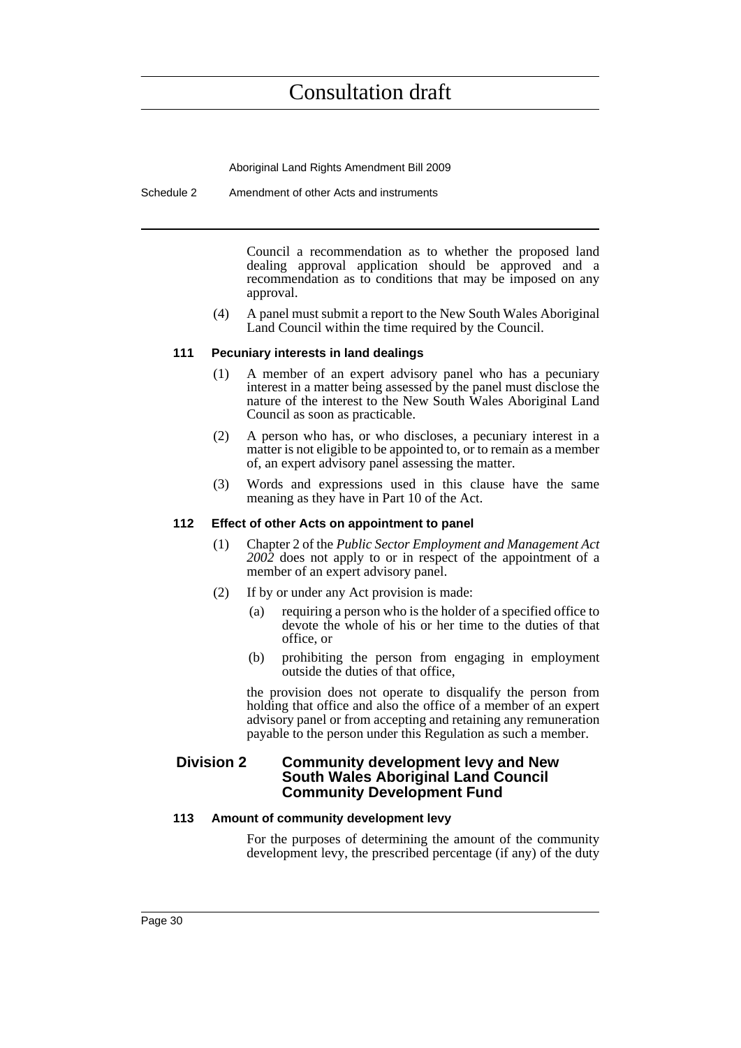Council a recommendation as to whether the proposed land dealing approval application should be approved and a recommendation as to conditions that may be imposed on any approval.

(4) A panel must submit a report to the New South Wales Aboriginal Land Council within the time required by the Council.

#### 111 Pecuniary interests in land dealings

(1) A member of an expert advisory panel who has a pecuniary interest in a matter being assessed by the panel must disclose the nature of the interest to the New South Wales Aboriginal Land Council as soon as practicable.

(2) A person who has, or who discloses, a pecuniary interest in a matter is not eligible to be appointed to, or to remain as a member of, an expert advisory panel assessing the matter.

(3) Words and expressions used in this clause have the same meaning as they have in Part 10 of the Act.

#### 112 Effect of other Acts on appointment to panel

(1) Chapter 2 of the *Public Sector Employment and Management Act 2002* does not apply to or in respect of the appointment of a member of an expert advisory panel.

(2) If by or under any Act provision is made:

(a) requiring a person who is the holder of a specified office to devote the whole of his or her time to the duties of that office, or

(b) prohibiting the person from engaging in employment outside the duties of that office,

the provision does not operate to disqualify the person from holding that office and also the office of a member of an expert advisory panel or from accepting and retaining any remuneration payable to the person under this Regulation as such a member.

### Division 2 Community development levy and New South Wales Aboriginal Land Council Community Development Fund

#### 113 Amount of community development levy

For the purposes of determining the amount of the community development levy, the prescribed percentage (if any) of the duty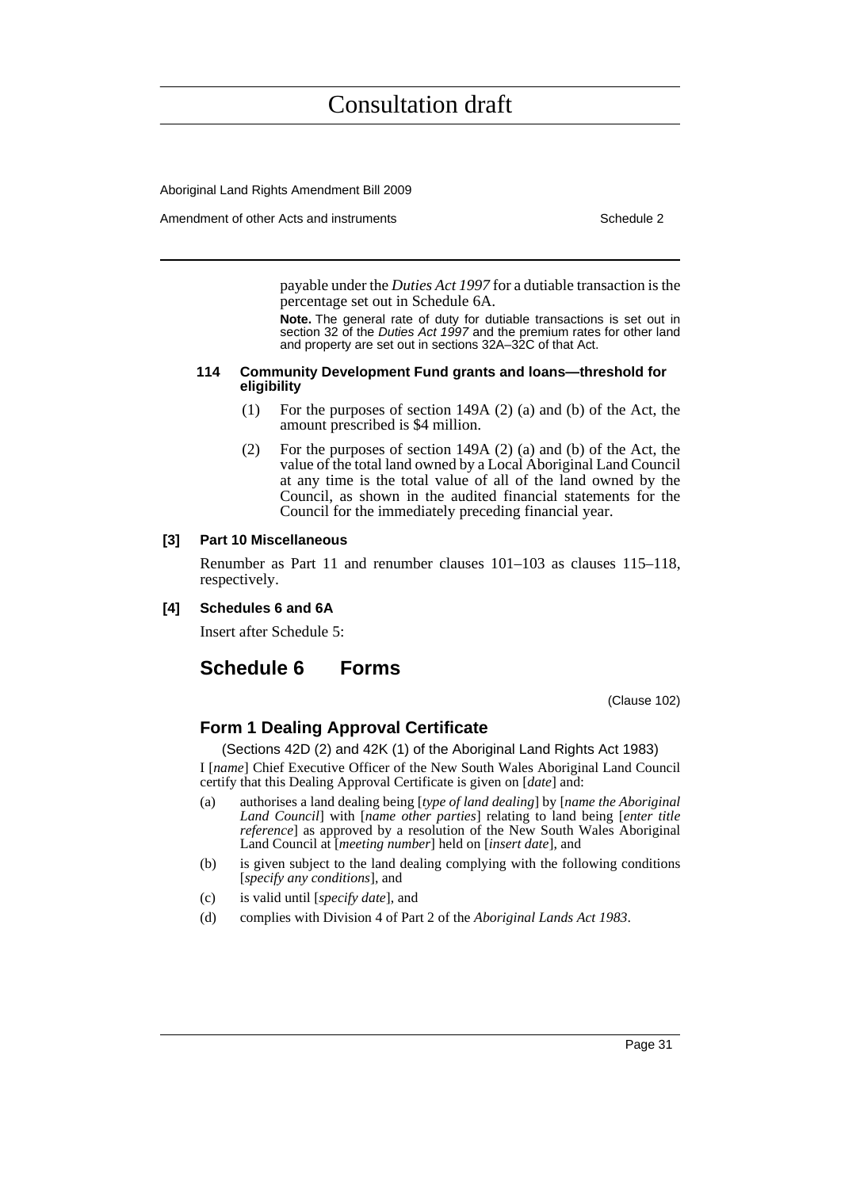payable under the *Duties Act 1997* for a dutiable transaction is the percentage set out in Schedule 6A.

**Note.** The general rate of duty for dutiable transactions is set out in section 32 of the *Duties Act 1997* and the premium rates for other land and property are set out in sections 32A–32C of that Act.

#### 114 Community Development Fund grants and loans—threshold for eligibility

(1) For the purposes of section 149A (2) (a) and (b) of the Act, the amount prescribed is $4 million.

(2) For the purposes of section 149A (2) (a) and (b) of the Act, the value of the total land owned by a Local Aboriginal Land Council at any time is the total value of all of the land owned by the Council, as shown in the audited financial statements for the Council for the immediately preceding financial year.

#### [3] Part 10 Miscellaneous

Renumber as Part 11 and renumber clauses 101–103 as clauses 115–118, respectively.

#### [4] Schedules 6 and 6A

Insert after Schedule 5:

## Schedule 6 Forms

(Clause 102)

### Form 1 Dealing Approval Certificate

(Sections 42D (2) and 42K (1) of the Aboriginal Land Rights Act 1983)

I [*name*] Chief Executive Officer of the New South Wales Aboriginal Land Council certify that this Dealing Approval Certificate is given on [*date*] and:

(a) authorises a land dealing being [*type of land dealing*] by [*name the Aboriginal Land Council*] with [*name other parties*] relating to land being [*enter title reference*] as approved by a resolution of the New South Wales Aboriginal Land Council at [*meeting number*] held on [*insert date*], and

(b) is given subject to the land dealing complying with the following conditions [*specify any conditions*], and

(c) is valid until [*specify date*], and

(d) complies with Division 4 of Part 2 of the *Aboriginal Lands Act 1983*.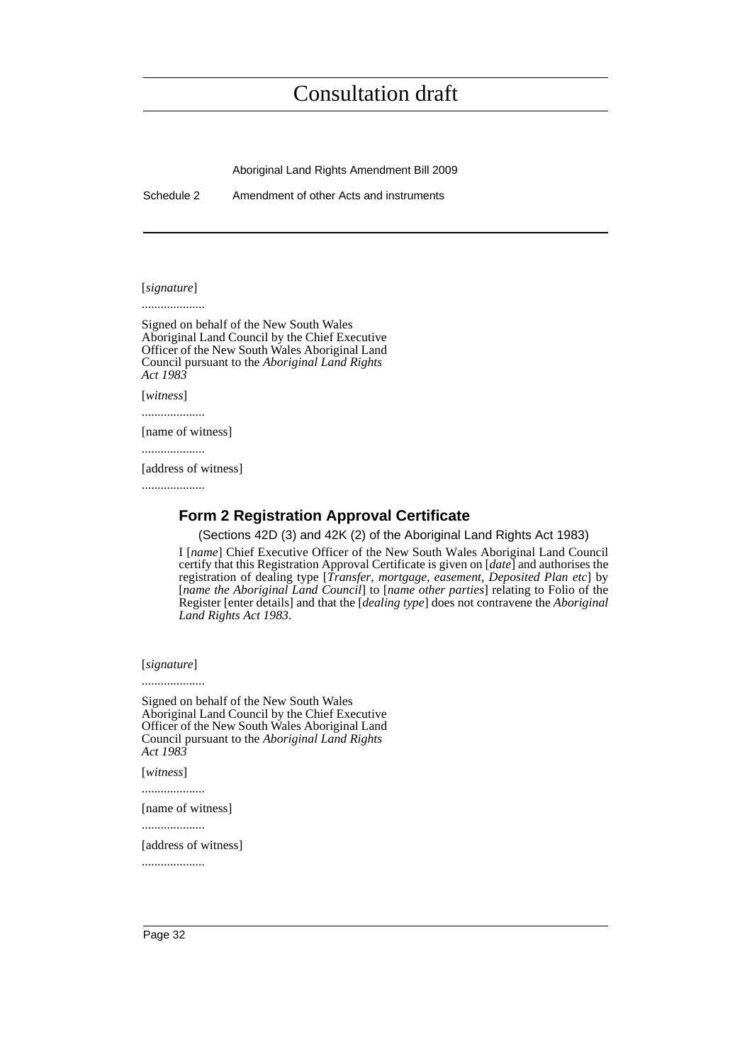[*signature*]

....................

Signed on behalf of the New South Wales Aboriginal Land Council by the Chief Executive Officer of the New South Wales Aboriginal Land Council pursuant to the *Aboriginal Land Rights Act 1983*

[*witness*]

....................

[name of witness]

....................

[address of witness]

....................

## Form 2 Registration Approval Certificate

(Sections 42D (3) and 42K (2) of the Aboriginal Land Rights Act 1983)

I [*name*] Chief Executive Officer of the New South Wales Aboriginal Land Council certify that this Registration Approval Certificate is given on [*date*] and authorises the registration of dealing type [*Transfer, mortgage, easement, Deposited Plan etc*] by [*name the Aboriginal Land Council*] to [*name other parties*] relating to Folio of the Register [enter details] and that the [*dealing type*] does not contravene the *Aboriginal Land Rights Act 1983*.

[*signature*]

....................

Signed on behalf of the New South Wales Aboriginal Land Council by the Chief Executive Officer of the New South Wales Aboriginal Land Council pursuant to the *Aboriginal Land Rights Act 1983*

[*witness*]

....................

[name of witness]

....................

[address of witness]

....................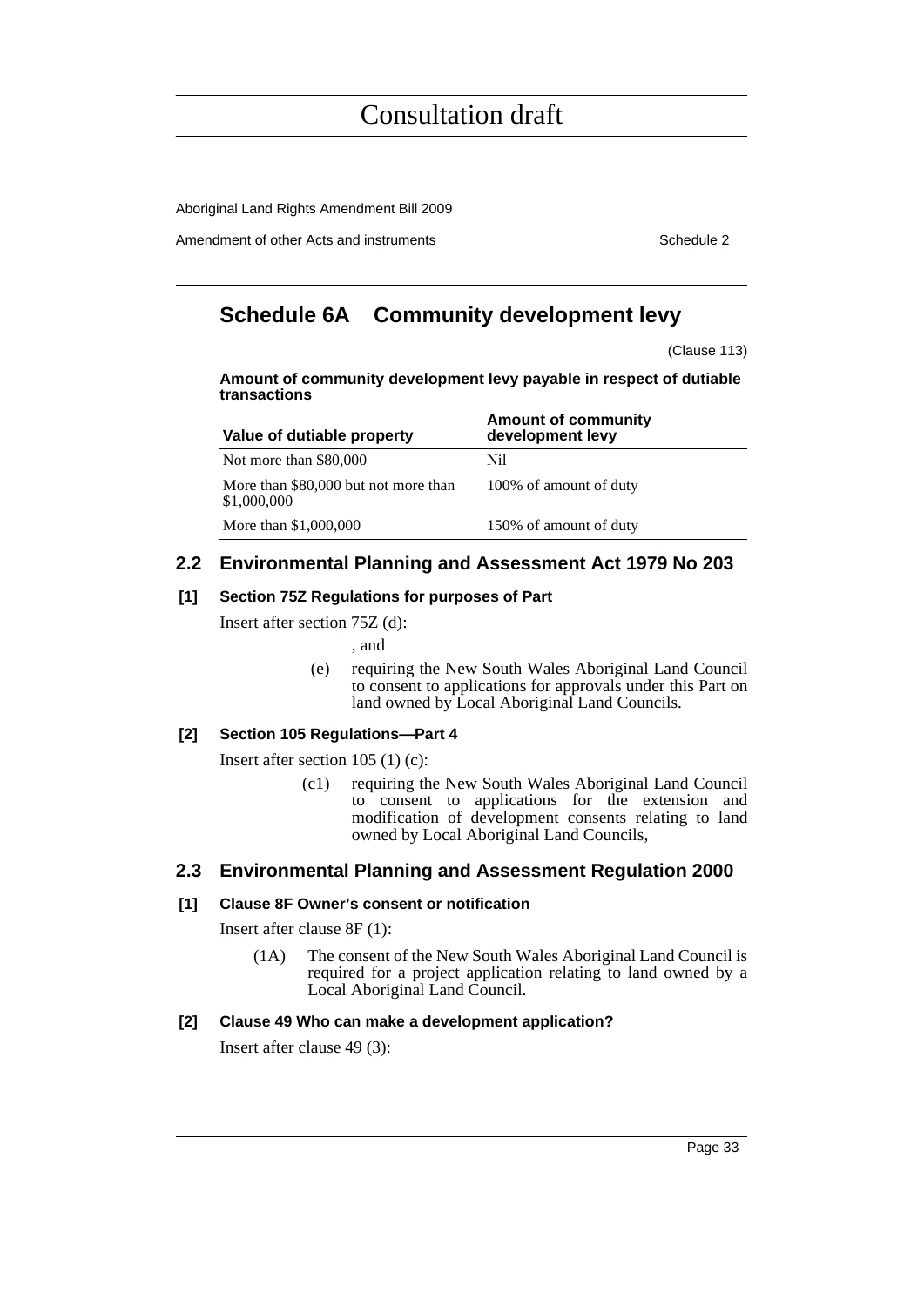# Consultation draft

## Schedule 6A Community development levy

(Clause 113)

**Amount of community development levy payable in respect of dutiable transactions**

| Value of dutiable property | Amount of community development levy |
| --- | --- |
| Not more than $80,000 | Nil |
| More than $80,000 but not more than $1,000,000 | 100% of amount of duty |
| More than $1,000,000 | 150% of amount of duty |

## 2.2 Environmental Planning and Assessment Act 1979 No 203

### [1] Section 75Z Regulations for purposes of Part

Insert after section 75Z (d):

, and

(e) requiring the New South Wales Aboriginal Land Council to consent to applications for approvals under this Part on land owned by Local Aboriginal Land Councils.

### [2] Section 105 Regulations—Part 4

Insert after section 105 (1) (c):

(c1) requiring the New South Wales Aboriginal Land Council to consent to applications for the extension and modification of development consents relating to land owned by Local Aboriginal Land Councils,

## 2.3 Environmental Planning and Assessment Regulation 2000

### [1] Clause 8F Owner's consent or notification

Insert after clause 8F (1):

(1A) The consent of the New South Wales Aboriginal Land Council is required for a project application relating to land owned by a Local Aboriginal Land Council.

### [2] Clause 49 Who can make a development application?

Insert after clause 49 (3):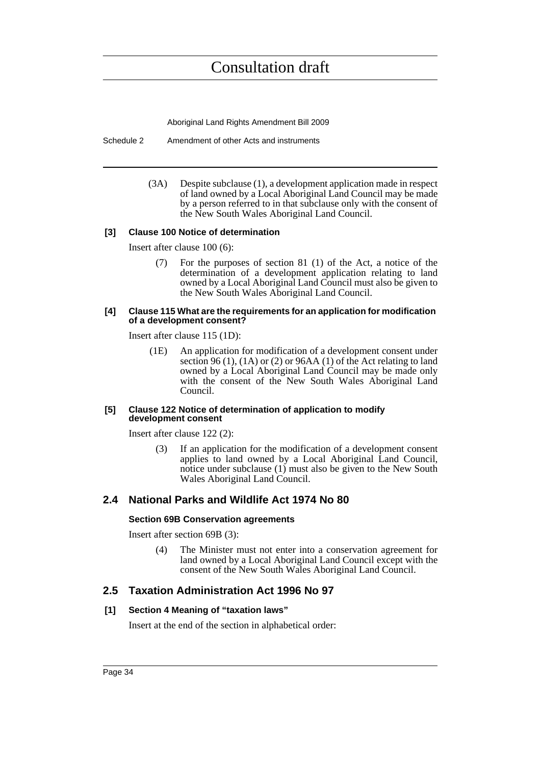(3A) Despite subclause (1), a development application made in respect of land owned by a Local Aboriginal Land Council may be made by a person referred to in that subclause only with the consent of the New South Wales Aboriginal Land Council.

**[3] Clause 100 Notice of determination**

Insert after clause 100 (6):

(7) For the purposes of section 81 (1) of the Act, a notice of the determination of a development application relating to land owned by a Local Aboriginal Land Council must also be given to the New South Wales Aboriginal Land Council.

**[4] Clause 115 What are the requirements for an application for modification of a development consent?**

Insert after clause 115 (1D):

(1E) An application for modification of a development consent under section 96 (1), (1A) or (2) or 96AA (1) of the Act relating to land owned by a Local Aboriginal Land Council may be made only with the consent of the New South Wales Aboriginal Land Council.

**[5] Clause 122 Notice of determination of application to modify development consent**

Insert after clause 122 (2):

(3) If an application for the modification of a development consent applies to land owned by a Local Aboriginal Land Council, notice under subclause (1) must also be given to the New South Wales Aboriginal Land Council.

## 2.4 National Parks and Wildlife Act 1974 No 80

**Section 69B Conservation agreements**

Insert after section 69B (3):

(4) The Minister must not enter into a conservation agreement for land owned by a Local Aboriginal Land Council except with the consent of the New South Wales Aboriginal Land Council.

## 2.5 Taxation Administration Act 1996 No 97

**[1] Section 4 Meaning of "taxation laws"**

Insert at the end of the section in alphabetical order: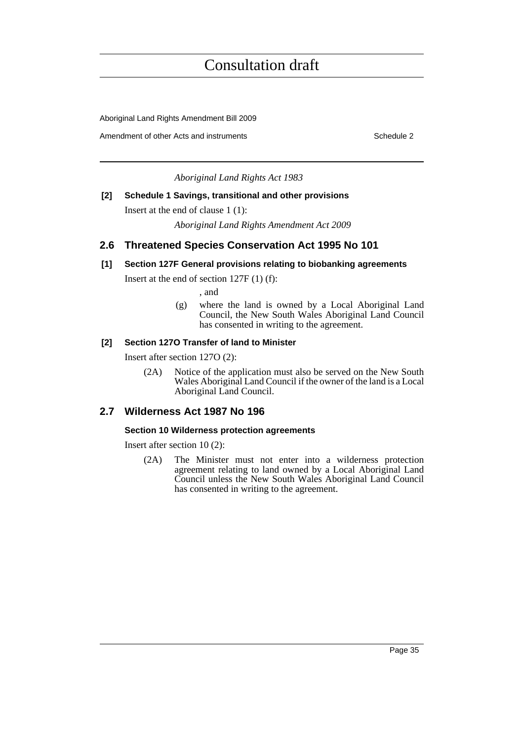*Aboriginal Land Rights Act 1983*

**[2] Schedule 1 Savings, transitional and other provisions**

Insert at the end of clause 1 (1):

*Aboriginal Land Rights Amendment Act 2009*

## 2.6 Threatened Species Conservation Act 1995 No 101

**[1] Section 127F General provisions relating to biobanking agreements**

Insert at the end of section 127F (1) (f):

, and

(g) where the land is owned by a Local Aboriginal Land Council, the New South Wales Aboriginal Land Council has consented in writing to the agreement.

**[2] Section 127O Transfer of land to Minister**

Insert after section 127O (2):

(2A) Notice of the application must also be served on the New South Wales Aboriginal Land Council if the owner of the land is a Local Aboriginal Land Council.

## 2.7 Wilderness Act 1987 No 196

**Section 10 Wilderness protection agreements**

Insert after section 10 (2):

(2A) The Minister must not enter into a wilderness protection agreement relating to land owned by a Local Aboriginal Land Council unless the New South Wales Aboriginal Land Council has consented in writing to the agreement.